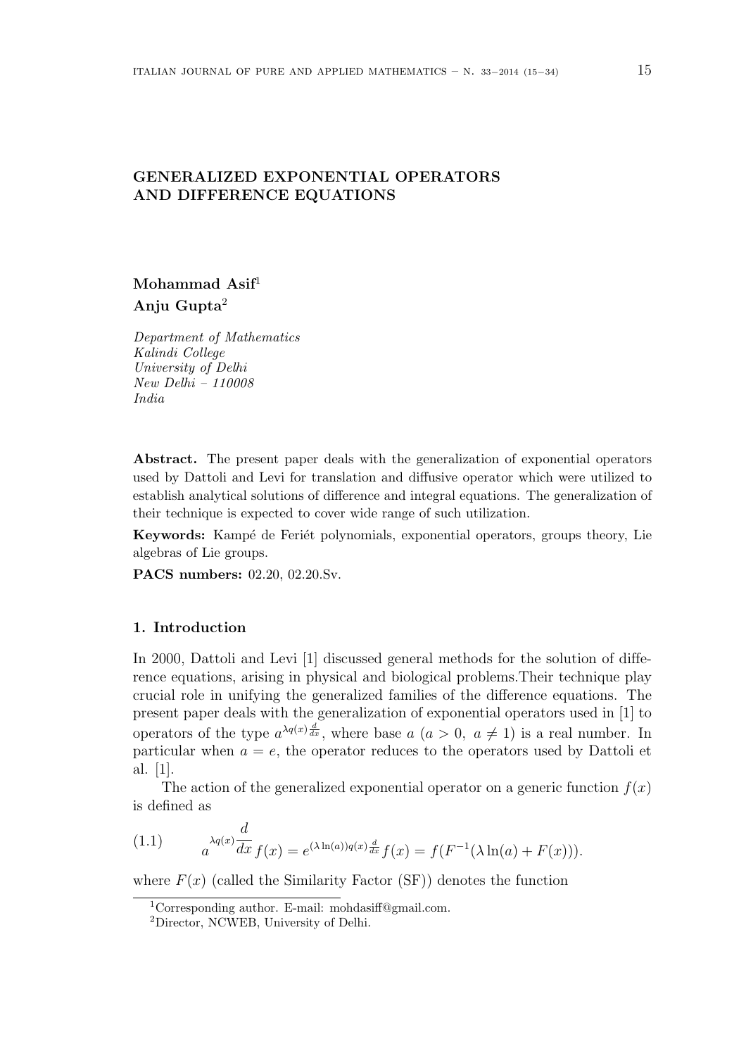# GENERALIZED EXPONENTIAL OPERATORS AND DIFFERENCE EQUATIONS

**Mohammad Asif**[1]
**Anju Gupta**[2]

*Department of Mathematics*
*Kalindi College*
*University of Delhi*
*New Delhi – 110008*
*India*

**Abstract.** The present paper deals with the generalization of exponential operators used by Dattoli and Levi for translation and diffusive operator which were utilized to establish analytical solutions of difference and integral equations. The generalization of their technique is expected to cover wide range of such utilization.

**Keywords:** Kampé de Feriét polynomials, exponential operators, groups theory, Lie algebras of Lie groups.

**PACS numbers:** 02.20, 02.20.Sv.

## 1. Introduction

In 2000, Dattoli and Levi [1] discussed general methods for the solution of difference equations, arising in physical and biological problems.Their technique play crucial role in unifying the generalized families of the difference equations. The present paper deals with the generalization of exponential operators used in [1] to operators of the type $a^{\lambda q(x)\frac{d}{dx}}$, where base $a$ ($a > 0,\ a \neq 1$) is a real number. In particular when $a = e$, the operator reduces to the operators used by Dattoli et al. [1].

The action of the generalized exponential operator on a generic function $f(x)$ is defined as

$$
(1.1) \qquad a^{\lambda q(x)\dfrac{d}{dx}} f(x) = e^{(\lambda \ln(a))q(x)\frac{d}{dx}} f(x) = f(F^{-1}(\lambda \ln(a) + F(x))).
$$

where $F(x)$ (called the Similarity Factor (SF)) denotes the function

[1] Corresponding author. E-mail: mohdasiff@gmail.com.

[2] Director, NCWEB, University of Delhi.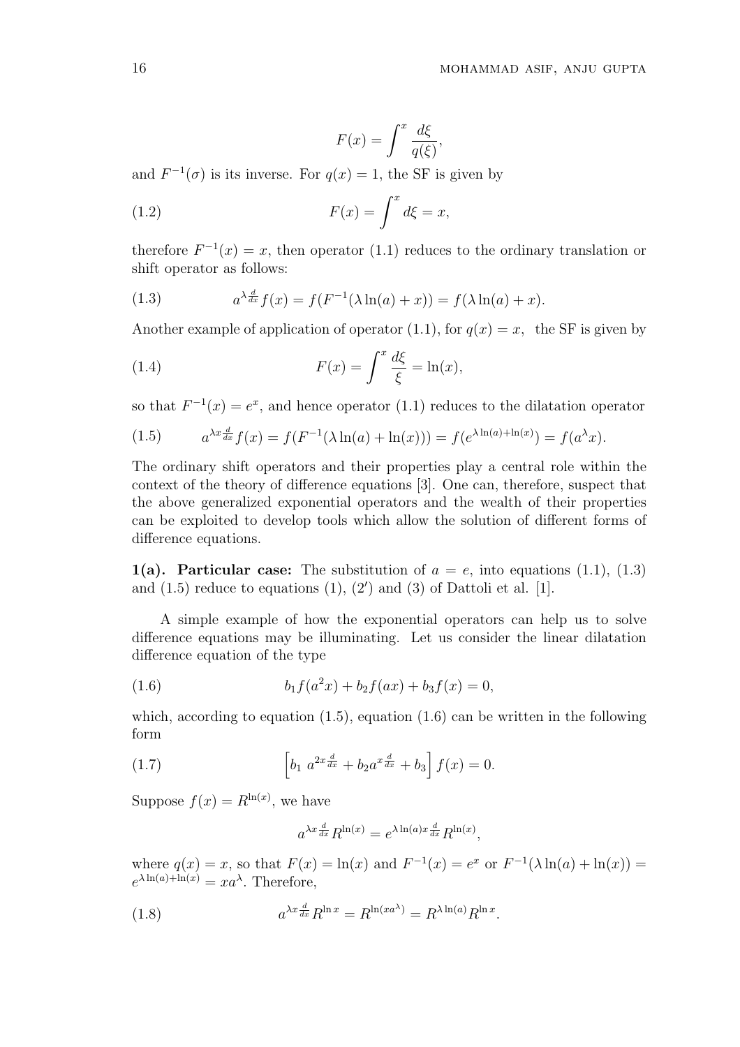$$F(x) = \int^x \frac{d\xi}{q(\xi)},$$

and $F^{-1}(\sigma)$ is its inverse. For $q(x) = 1$, the SF is given by

$$F(x) = \int^x d\xi = x, \tag{1.2}$$

therefore $F^{-1}(x) = x$, then operator (1.1) reduces to the ordinary translation or shift operator as follows:

$$a^{\lambda \frac{d}{dx}} f(x) = f(F^{-1}(\lambda \ln(a) + x)) = f(\lambda \ln(a) + x). \tag{1.3}$$

Another example of application of operator (1.1), for $q(x) = x$, the SF is given by

$$F(x) = \int^x \frac{d\xi}{\xi} = \ln(x), \tag{1.4}$$

so that $F^{-1}(x) = e^x$, and hence operator (1.1) reduces to the dilatation operator

$$a^{\lambda x \frac{d}{dx}} f(x) = f(F^{-1}(\lambda \ln(a) + \ln(x))) = f(e^{\lambda \ln(a) + \ln(x)}) = f(a^\lambda x). \tag{1.5}$$

The ordinary shift operators and their properties play a central role within the context of the theory of difference equations [3]. One can, therefore, suspect that the above generalized exponential operators and the wealth of their properties can be exploited to develop tools which allow the solution of different forms of difference equations.

**1(a). Particular case:** The substitution of $a = e$, into equations (1.1), (1.3) and (1.5) reduce to equations (1), (2′) and (3) of Dattoli et al. [1].

A simple example of how the exponential operators can help us to solve difference equations may be illuminating. Let us consider the linear dilatation difference equation of the type

$$b_1 f(a^2 x) + b_2 f(ax) + b_3 f(x) = 0, \tag{1.6}$$

which, according to equation (1.5), equation (1.6) can be written in the following form

$$\left[ b_1 \; a^{2x \frac{d}{dx}} + b_2 a^{x \frac{d}{dx}} + b_3 \right] f(x) = 0. \tag{1.7}$$

Suppose $f(x) = R^{\ln(x)}$, we have

$$a^{\lambda x \frac{d}{dx}} R^{\ln(x)} = e^{\lambda \ln(a) x \frac{d}{dx}} R^{\ln(x)},$$

where $q(x) = x$, so that $F(x) = \ln(x)$ and $F^{-1}(x) = e^x$ or $F^{-1}(\lambda \ln(a) + \ln(x)) = e^{\lambda \ln(a) + \ln(x)} = x a^\lambda$. Therefore,

$$a^{\lambda x \frac{d}{dx}} R^{\ln x} = R^{\ln(x a^\lambda)} = R^{\lambda \ln(a)} R^{\ln x}. \tag{1.8}$$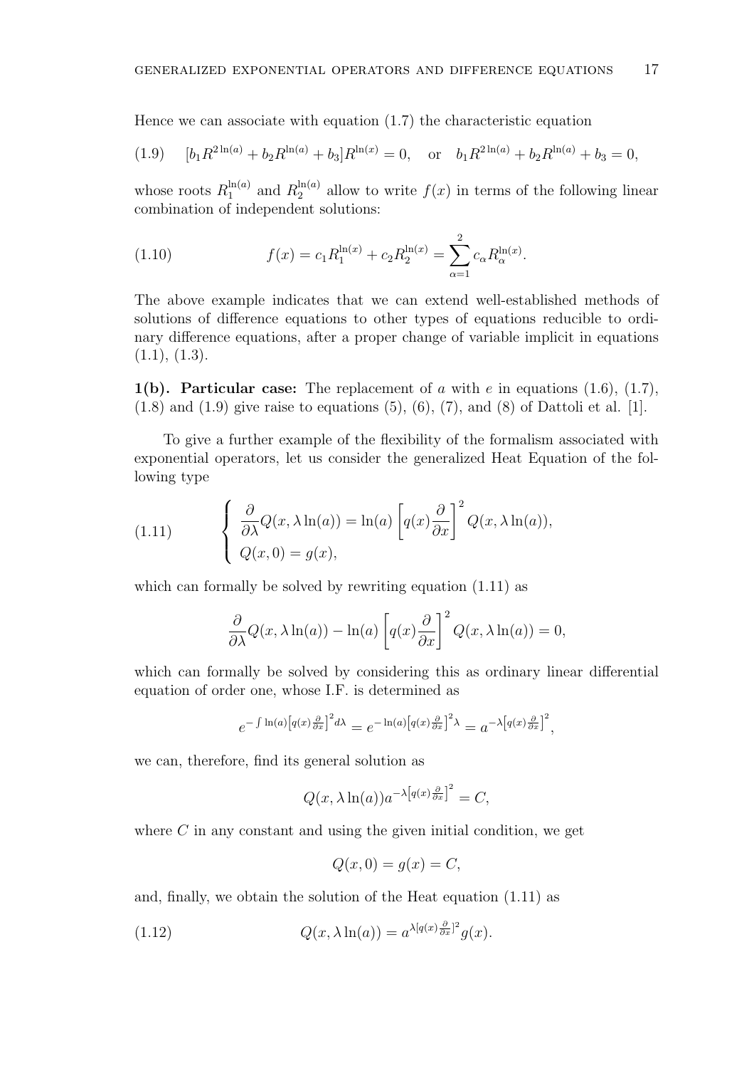Hence we can associate with equation (1.7) the characteristic equation

$$[b_1 R^{2\ln(a)} + b_2 R^{\ln(a)} + b_3] R^{\ln(x)} = 0, \quad \text{or} \quad b_1 R^{2\ln(a)} + b_2 R^{\ln(a)} + b_3 = 0, \tag{1.9}$$

whose roots $R_1^{\ln(a)}$ and $R_2^{\ln(a)}$ allow to write $f(x)$ in terms of the following linear combination of independent solutions:

$$f(x) = c_1 R_1^{\ln(x)} + c_2 R_2^{\ln(x)} = \sum_{\alpha=1}^{2} c_\alpha R_\alpha^{\ln(x)}. \tag{1.10}$$

The above example indicates that we can extend well-established methods of solutions of difference equations to other types of equations reducible to ordinary difference equations, after a proper change of variable implicit in equations (1.1), (1.3).

**1(b). Particular case:** The replacement of $a$ with $e$ in equations (1.6), (1.7), (1.8) and (1.9) give raise to equations (5), (6), (7), and (8) of Dattoli et al. [1].

To give a further example of the flexibility of the formalism associated with exponential operators, let us consider the generalized Heat Equation of the following type

$$\begin{cases} \dfrac{\partial}{\partial \lambda} Q(x, \lambda \ln(a)) = \ln(a) \left[ q(x) \dfrac{\partial}{\partial x} \right]^2 Q(x, \lambda \ln(a)), \\ Q(x, 0) = g(x), \end{cases} \tag{1.11}$$

which can formally be solved by rewriting equation (1.11) as

$$\frac{\partial}{\partial \lambda} Q(x, \lambda \ln(a)) - \ln(a) \left[ q(x) \frac{\partial}{\partial x} \right]^2 Q(x, \lambda \ln(a)) = 0,$$

which can formally be solved by considering this as ordinary linear differential equation of order one, whose I.F. is determined as

$$e^{-\int \ln(a) \left[ q(x) \frac{\partial}{\partial x} \right]^2 d\lambda} = e^{-\ln(a) \left[ q(x) \frac{\partial}{\partial x} \right]^2 \lambda} = a^{-\lambda \left[ q(x) \frac{\partial}{\partial x} \right]^2},$$

we can, therefore, find its general solution as

$$Q(x, \lambda \ln(a)) a^{-\lambda \left[ q(x) \frac{\partial}{\partial x} \right]^2} = C,$$

where $C$ in any constant and using the given initial condition, we get

$$Q(x, 0) = g(x) = C,$$

and, finally, we obtain the solution of the Heat equation (1.11) as

$$Q(x, \lambda \ln(a)) = a^{\lambda [q(x) \frac{\partial}{\partial x}]^2} g(x). \tag{1.12}$$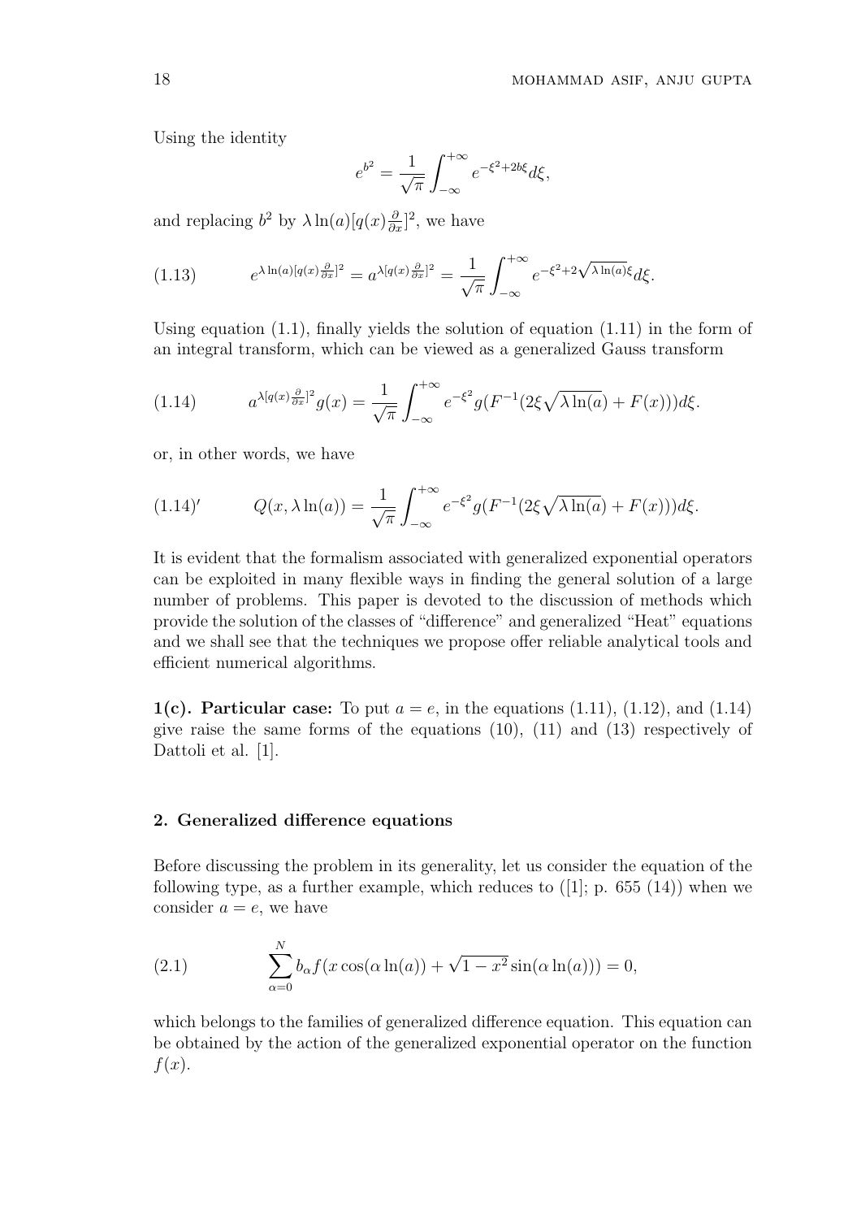Using the identity

$$e^{b^2} = \frac{1}{\sqrt{\pi}} \int_{-\infty}^{+\infty} e^{-\xi^2 + 2b\xi} d\xi,$$

and replacing $b^2$ by $\lambda \ln(a)[q(x)\frac{\partial}{\partial x}]^2$, we have

$$e^{\lambda \ln(a)[q(x)\frac{\partial}{\partial x}]^2} = a^{\lambda [q(x)\frac{\partial}{\partial x}]^2} = \frac{1}{\sqrt{\pi}} \int_{-\infty}^{+\infty} e^{-\xi^2 + 2\sqrt{\lambda \ln(a)}\xi} d\xi. \tag{1.13}$$

Using equation (1.1), finally yields the solution of equation (1.11) in the form of an integral transform, which can be viewed as a generalized Gauss transform

$$a^{\lambda [q(x)\frac{\partial}{\partial x}]^2} g(x) = \frac{1}{\sqrt{\pi}} \int_{-\infty}^{+\infty} e^{-\xi^2} g(F^{-1}(2\xi\sqrt{\lambda \ln(a)} + F(x))) d\xi. \tag{1.14}$$

or, in other words, we have

$$Q(x, \lambda \ln(a)) = \frac{1}{\sqrt{\pi}} \int_{-\infty}^{+\infty} e^{-\xi^2} g(F^{-1}(2\xi\sqrt{\lambda \ln(a)} + F(x))) d\xi. \tag{1.14'}$$

It is evident that the formalism associated with generalized exponential operators can be exploited in many flexible ways in finding the general solution of a large number of problems. This paper is devoted to the discussion of methods which provide the solution of the classes of "difference" and generalized "Heat" equations and we shall see that the techniques we propose offer reliable analytical tools and efficient numerical algorithms.

**1(c). Particular case:** To put $a = e$, in the equations (1.11), (1.12), and (1.14) give raise the same forms of the equations (10), (11) and (13) respectively of Dattoli et al. [1].

## 2. Generalized difference equations

Before discussing the problem in its generality, let us consider the equation of the following type, as a further example, which reduces to ([1]; p. 655 (14)) when we consider $a = e$, we have

$$\sum_{\alpha=0}^{N} b_\alpha f(x \cos(\alpha \ln(a)) + \sqrt{1 - x^2} \sin(\alpha \ln(a))) = 0, \tag{2.1}$$

which belongs to the families of generalized difference equation. This equation can be obtained by the action of the generalized exponential operator on the function $f(x)$.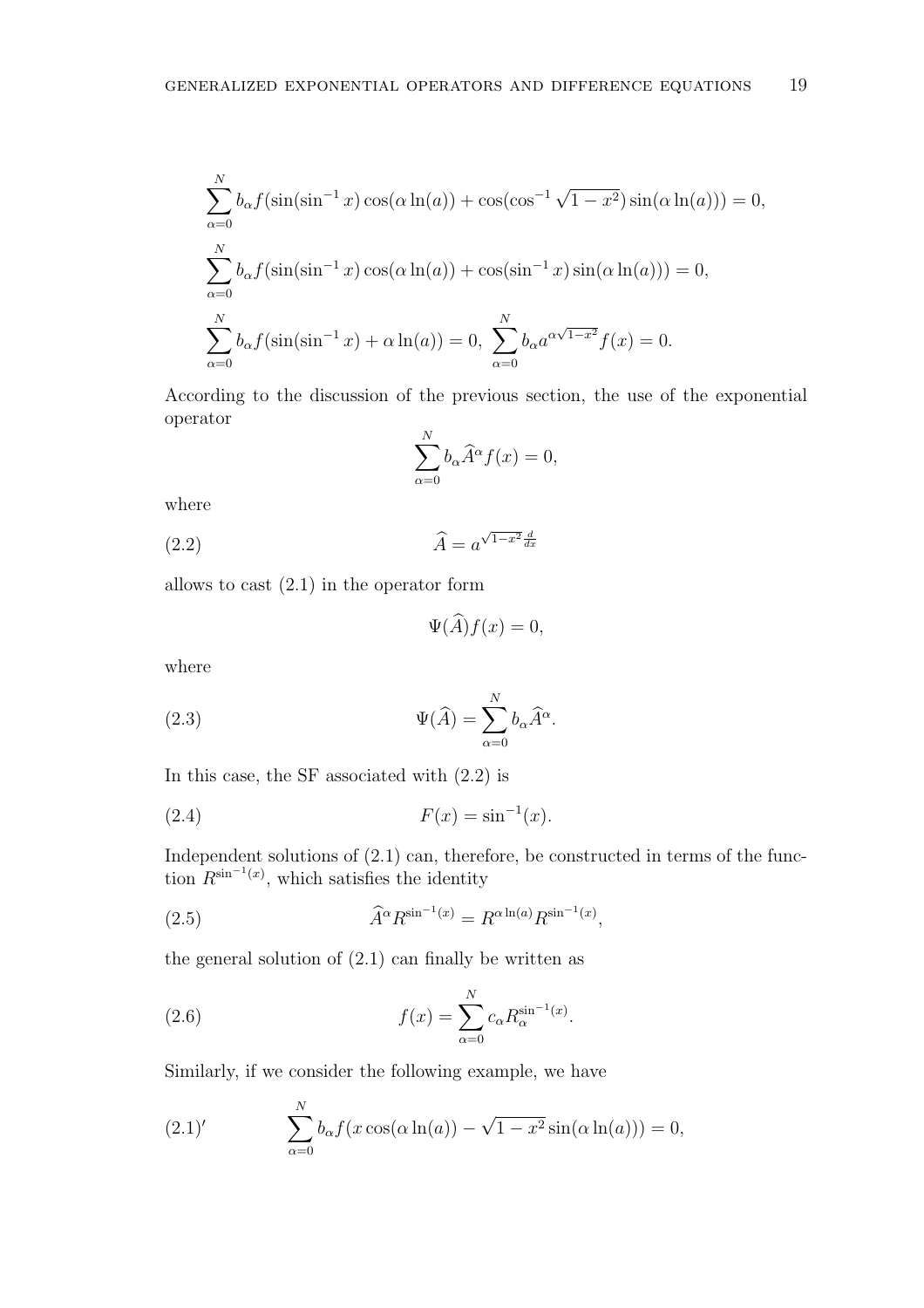$$\sum_{\alpha=0}^{N} b_\alpha f(\sin(\sin^{-1} x)\cos(\alpha \ln(a)) + \cos(\cos^{-1}\sqrt{1-x^2})\sin(\alpha \ln(a))) = 0,$$

$$\sum_{\alpha=0}^{N} b_\alpha f(\sin(\sin^{-1} x)\cos(\alpha \ln(a)) + \cos(\sin^{-1} x)\sin(\alpha \ln(a))) = 0,$$

$$\sum_{\alpha=0}^{N} b_\alpha f(\sin(\sin^{-1} x) + \alpha \ln(a)) = 0, \ \sum_{\alpha=0}^{N} b_\alpha a^{\alpha\sqrt{1-x^2}} f(x) = 0.$$

According to the discussion of the previous section, the use of the exponential operator

$$\sum_{\alpha=0}^{N} b_\alpha \widehat{A}^\alpha f(x) = 0,$$

where

$$\widehat{A} = a^{\sqrt{1-x^2}\frac{d}{dx}} \tag{2.2}$$

allows to cast (2.1) in the operator form

$$\Psi(\widehat{A}) f(x) = 0,$$

where

$$\Psi(\widehat{A}) = \sum_{\alpha=0}^{N} b_\alpha \widehat{A}^\alpha. \tag{2.3}$$

In this case, the SF associated with (2.2) is

$$F(x) = \sin^{-1}(x). \tag{2.4}$$

Independent solutions of (2.1) can, therefore, be constructed in terms of the function $R^{\sin^{-1}(x)}$, which satisfies the identity

$$\widehat{A}^\alpha R^{\sin^{-1}(x)} = R^{\alpha \ln(a)} R^{\sin^{-1}(x)}, \tag{2.5}$$

the general solution of (2.1) can finally be written as

$$f(x) = \sum_{\alpha=0}^{N} c_\alpha R_\alpha^{\sin^{-1}(x)}. \tag{2.6}$$

Similarly, if we consider the following example, we have

$$\sum_{\alpha=0}^{N} b_\alpha f(x\cos(\alpha \ln(a)) - \sqrt{1-x^2}\sin(\alpha \ln(a))) = 0, \tag{2.1$'$}$$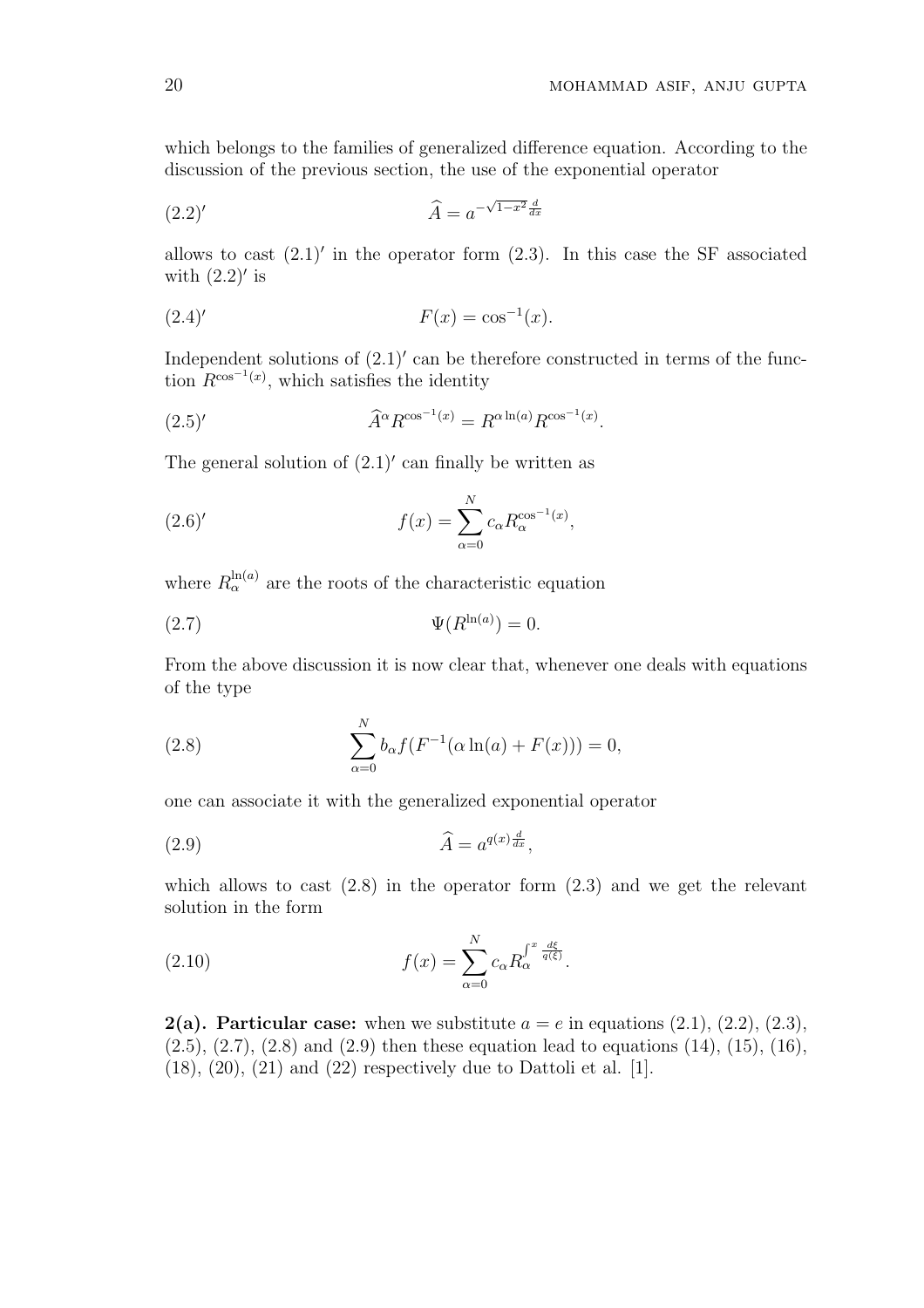which belongs to the families of generalized difference equation. According to the discussion of the previous section, the use of the exponential operator

$$\widehat{A} = a^{-\sqrt{1-x^2}\frac{d}{dx}} \tag{2.2$'$}$$

allows to cast $(2.1)'$ in the operator form (2.3). In this case the SF associated with $(2.2)'$ is

$$F(x) = \cos^{-1}(x). \tag{2.4$'$}$$

Independent solutions of $(2.1)'$ can be therefore constructed in terms of the function $R^{\cos^{-1}(x)}$, which satisfies the identity

$$\widehat{A}^{\alpha} R^{\cos^{-1}(x)} = R^{\alpha \ln(a)} R^{\cos^{-1}(x)}. \tag{2.5$'$}$$

The general solution of $(2.1)'$ can finally be written as

$$f(x) = \sum_{\alpha=0}^{N} c_\alpha R_\alpha^{\cos^{-1}(x)}, \tag{2.6$'$}$$

where $R_\alpha^{\ln(a)}$ are the roots of the characteristic equation

$$\Psi(R^{\ln(a)}) = 0. \tag{2.7}$$

From the above discussion it is now clear that, whenever one deals with equations of the type

$$\sum_{\alpha=0}^{N} b_\alpha f(F^{-1}(\alpha \ln(a) + F(x))) = 0, \tag{2.8}$$

one can associate it with the generalized exponential operator

$$\widehat{A} = a^{q(x)\frac{d}{dx}}, \tag{2.9}$$

which allows to cast (2.8) in the operator form (2.3) and we get the relevant solution in the form

$$f(x) = \sum_{\alpha=0}^{N} c_\alpha R_\alpha^{\int^x \frac{d\xi}{q(\xi)}}. \tag{2.10}$$

**2(a). Particular case:** when we substitute $a = e$ in equations (2.1), (2.2), (2.3), (2.5), (2.7), (2.8) and (2.9) then these equation lead to equations (14), (15), (16), (18), (20), (21) and (22) respectively due to Dattoli et al. [1].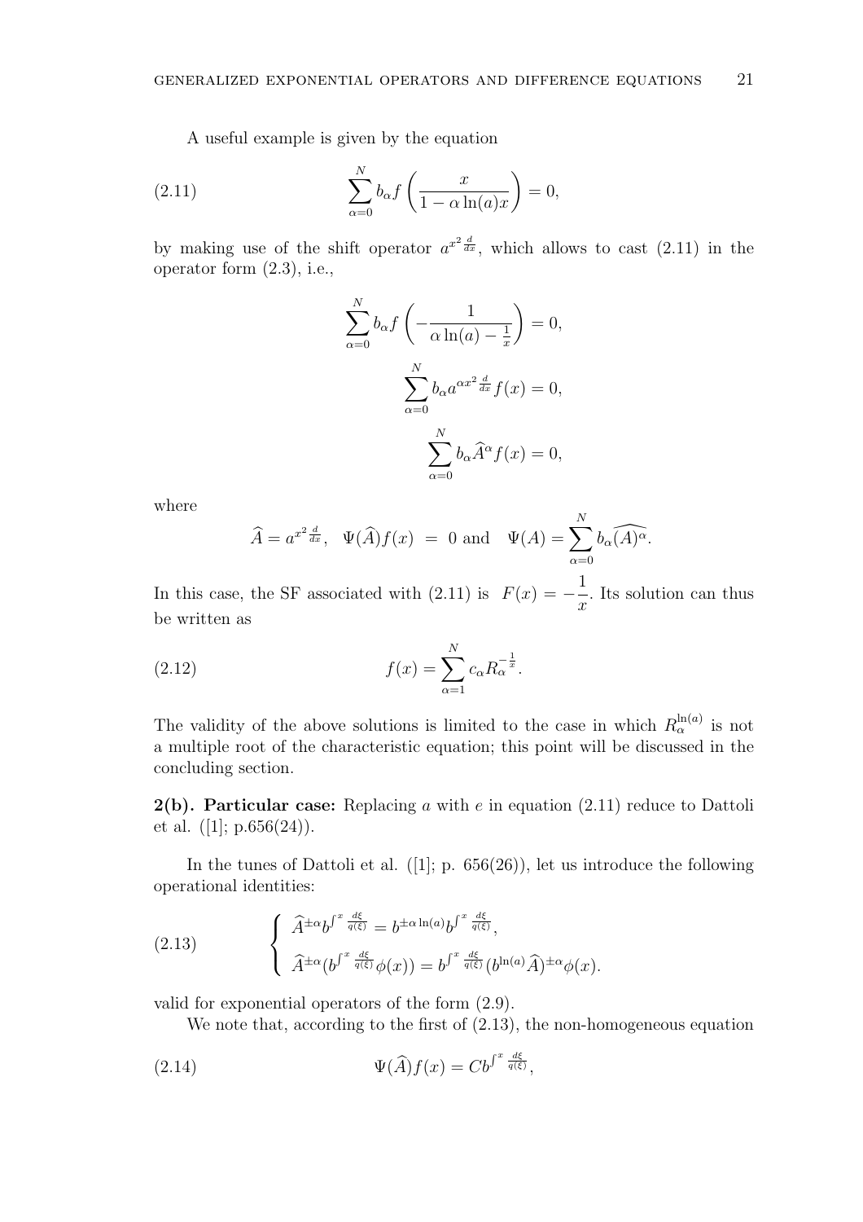A useful example is given by the equation

$$\sum_{\alpha=0}^{N} b_\alpha f\left(\frac{x}{1-\alpha\ln(a)x}\right) = 0, \tag{2.11}$$

by making use of the shift operator $a^{x^2\frac{d}{dx}}$, which allows to cast (2.11) in the operator form (2.3), i.e.,

$$\sum_{\alpha=0}^{N} b_\alpha f\left(-\frac{1}{\alpha\ln(a)-\frac{1}{x}}\right) = 0,$$

$$\sum_{\alpha=0}^{N} b_\alpha a^{\alpha x^2\frac{d}{dx}} f(x) = 0,$$

$$\sum_{\alpha=0}^{N} b_\alpha \widehat{A}^{\alpha} f(x) = 0,$$

where

$$\widehat{A} = a^{x^2\frac{d}{dx}}, \quad \Psi(\widehat{A})f(x) \ = \ 0 \text{ and } \quad \Psi(A) = \sum_{\alpha=0}^{N} b_\alpha \widehat{(A)^{\alpha}}.$$

In this case, the SF associated with (2.11) is $F(x) = -\dfrac{1}{x}$. Its solution can thus be written as

$$f(x) = \sum_{\alpha=1}^{N} c_\alpha R_\alpha^{-\frac{1}{x}}. \tag{2.12}$$

The validity of the above solutions is limited to the case in which $R_\alpha^{\ln(a)}$ is not a multiple root of the characteristic equation; this point will be discussed in the concluding section.

**2(b). Particular case:** Replacing $a$ with $e$ in equation (2.11) reduce to Dattoli et al. ([1]; p.656(24)).

In the tunes of Dattoli et al. ([1]; p. 656(26)), let us introduce the following operational identities:

$$\begin{cases} \widehat{A}^{\pm\alpha} b^{\int^x \frac{d\xi}{q(\xi)}} = b^{\pm\alpha\ln(a)} b^{\int^x \frac{d\xi}{q(\xi)}}, \\ \widehat{A}^{\pm\alpha}(b^{\int^x \frac{d\xi}{q(\xi)}}\phi(x)) = b^{\int^x \frac{d\xi}{q(\xi)}}(b^{\ln(a)}\widehat{A})^{\pm\alpha}\phi(x). \end{cases} \tag{2.13}$$

valid for exponential operators of the form (2.9).

We note that, according to the first of (2.13), the non-homogeneous equation

$$\Psi(\widehat{A})f(x) = Cb^{\int^x \frac{d\xi}{q(\xi)}}, \tag{2.14}$$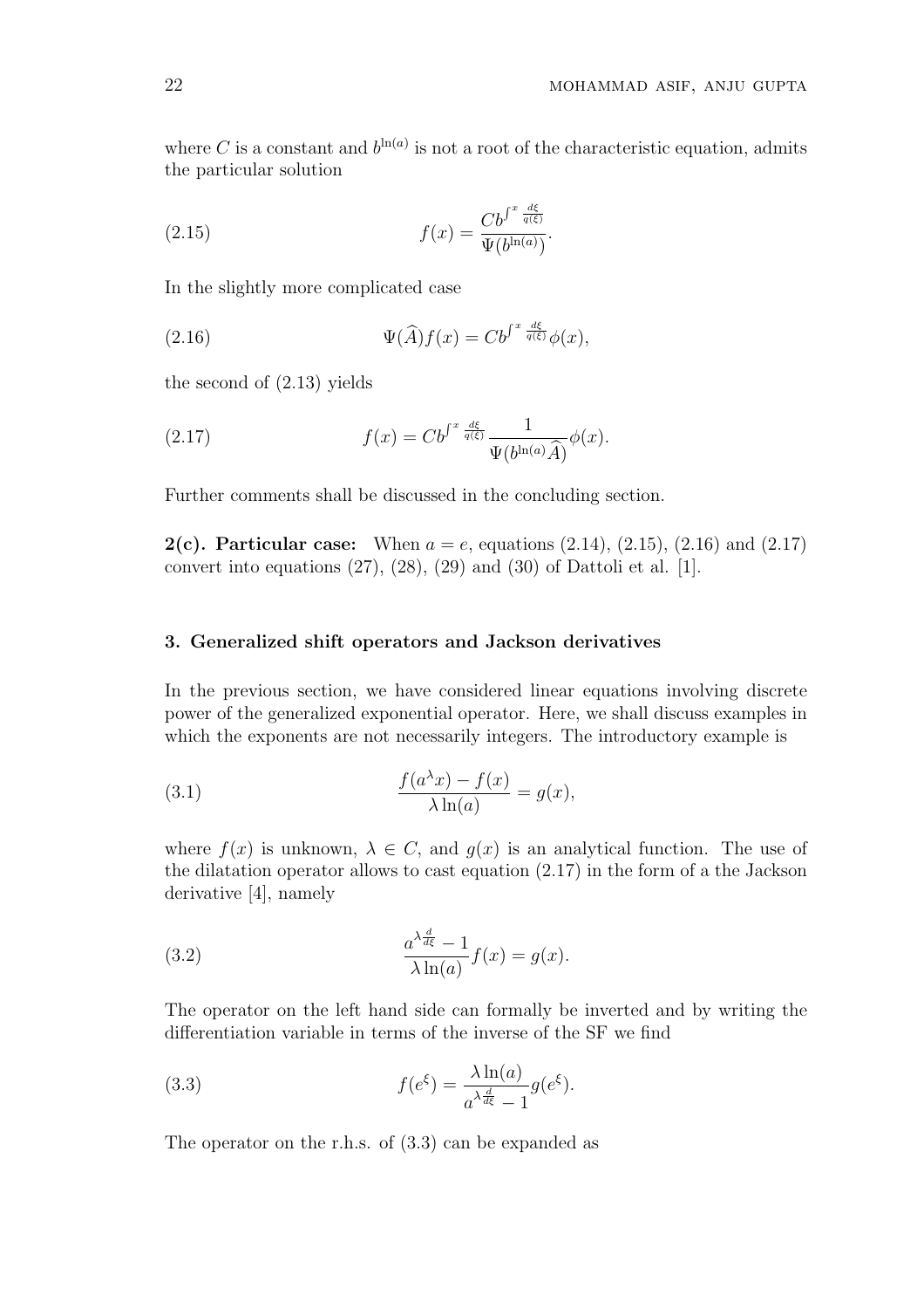where $C$ is a constant and $b^{\ln(a)}$ is not a root of the characteristic equation, admits the particular solution

$$f(x) = \frac{Cb^{\int^x \frac{d\xi}{q(\xi)}}}{\Psi(b^{\ln(a)})}. \tag{2.15}$$

In the slightly more complicated case

$$\Psi(\widehat{A})f(x) = Cb^{\int^x \frac{d\xi}{q(\xi)}}\phi(x), \tag{2.16}$$

the second of (2.13) yields

$$f(x) = Cb^{\int^x \frac{d\xi}{q(\xi)}}\frac{1}{\Psi(b^{\ln(a)}\widehat{A})}\phi(x). \tag{2.17}$$

Further comments shall be discussed in the concluding section.

**2(c). Particular case:** When $a = e$, equations (2.14), (2.15), (2.16) and (2.17) convert into equations (27), (28), (29) and (30) of Dattoli et al. [1].

### 3. Generalized shift operators and Jackson derivatives

In the previous section, we have considered linear equations involving discrete power of the generalized exponential operator. Here, we shall discuss examples in which the exponents are not necessarily integers. The introductory example is

$$\frac{f(a^{\lambda}x) - f(x)}{\lambda \ln(a)} = g(x), \tag{3.1}$$

where $f(x)$ is unknown, $\lambda \in C$, and $g(x)$ is an analytical function. The use of the dilatation operator allows to cast equation (2.17) in the form of a the Jackson derivative [4], namely

$$\frac{a^{\lambda \frac{d}{d\xi}} - 1}{\lambda \ln(a)}f(x) = g(x). \tag{3.2}$$

The operator on the left hand side can formally be inverted and by writing the differentiation variable in terms of the inverse of the SF we find

$$f(e^{\xi}) = \frac{\lambda \ln(a)}{a^{\lambda \frac{d}{d\xi}} - 1}g(e^{\xi}). \tag{3.3}$$

The operator on the r.h.s. of (3.3) can be expanded as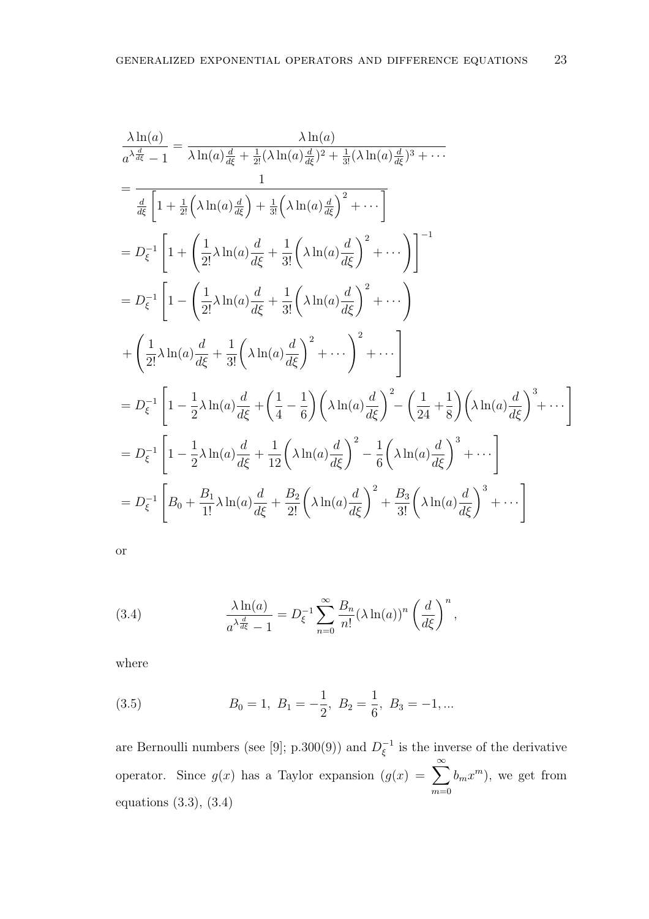$$
\begin{aligned}
&\frac{\lambda \ln(a)}{a^{\lambda \frac{d}{d\xi}} - 1} = \frac{\lambda \ln(a)}{\lambda \ln(a) \frac{d}{d\xi} + \frac{1}{2!}(\lambda \ln(a) \frac{d}{d\xi})^2 + \frac{1}{3!}(\lambda \ln(a) \frac{d}{d\xi})^3 + \cdots} \\
&= \frac{1}{\frac{d}{d\xi}\left[1 + \frac{1}{2!}\left(\lambda \ln(a) \frac{d}{d\xi}\right) + \frac{1}{3!}\left(\lambda \ln(a) \frac{d}{d\xi}\right)^2 + \cdots\right]} \\
&= D_\xi^{-1}\left[1 + \left(\frac{1}{2!}\lambda \ln(a) \frac{d}{d\xi} + \frac{1}{3!}\left(\lambda \ln(a) \frac{d}{d\xi}\right)^2 + \cdots\right)\right]^{-1} \\
&= D_\xi^{-1}\left[1 - \left(\frac{1}{2!}\lambda \ln(a) \frac{d}{d\xi} + \frac{1}{3!}\left(\lambda \ln(a) \frac{d}{d\xi}\right)^2 + \cdots\right)\right. \\
&\left. + \left(\frac{1}{2!}\lambda \ln(a) \frac{d}{d\xi} + \frac{1}{3!}\left(\lambda \ln(a) \frac{d}{d\xi}\right)^2 + \cdots\right)^2 + \cdots\right] \\
&= D_\xi^{-1}\left[1 - \frac{1}{2}\lambda \ln(a) \frac{d}{d\xi} + \left(\frac{1}{4} - \frac{1}{6}\right)\left(\lambda \ln(a) \frac{d}{d\xi}\right)^2 - \left(\frac{1}{24} + \frac{1}{8}\right)\left(\lambda \ln(a) \frac{d}{d\xi}\right)^3 + \cdots\right] \\
&= D_\xi^{-1}\left[1 - \frac{1}{2}\lambda \ln(a) \frac{d}{d\xi} + \frac{1}{12}\left(\lambda \ln(a) \frac{d}{d\xi}\right)^2 - \frac{1}{6}\left(\lambda \ln(a) \frac{d}{d\xi}\right)^3 + \cdots\right] \\
&= D_\xi^{-1}\left[B_0 + \frac{B_1}{1!}\lambda \ln(a) \frac{d}{d\xi} + \frac{B_2}{2!}\left(\lambda \ln(a) \frac{d}{d\xi}\right)^2 + \frac{B_3}{3!}\left(\lambda \ln(a) \frac{d}{d\xi}\right)^3 + \cdots\right]
\end{aligned}
$$

or

$$
\frac{\lambda \ln(a)}{a^{\lambda \frac{d}{d\xi}} - 1} = D_\xi^{-1} \sum_{n=0}^{\infty} \frac{B_n}{n!} (\lambda \ln(a))^n \left(\frac{d}{d\xi}\right)^n, \tag{3.4}
$$

where

$$
B_0 = 1,\ B_1 = -\frac{1}{2},\ B_2 = \frac{1}{6},\ B_3 = -1, ... \tag{3.5}
$$

are Bernoulli numbers (see [9]; p.300(9)) and $D_\xi^{-1}$ is the inverse of the derivative operator. Since $g(x)$ has a Taylor expansion ($g(x) = \sum_{m=0}^{\infty} b_m x^m$), we get from equations (3.3), (3.4)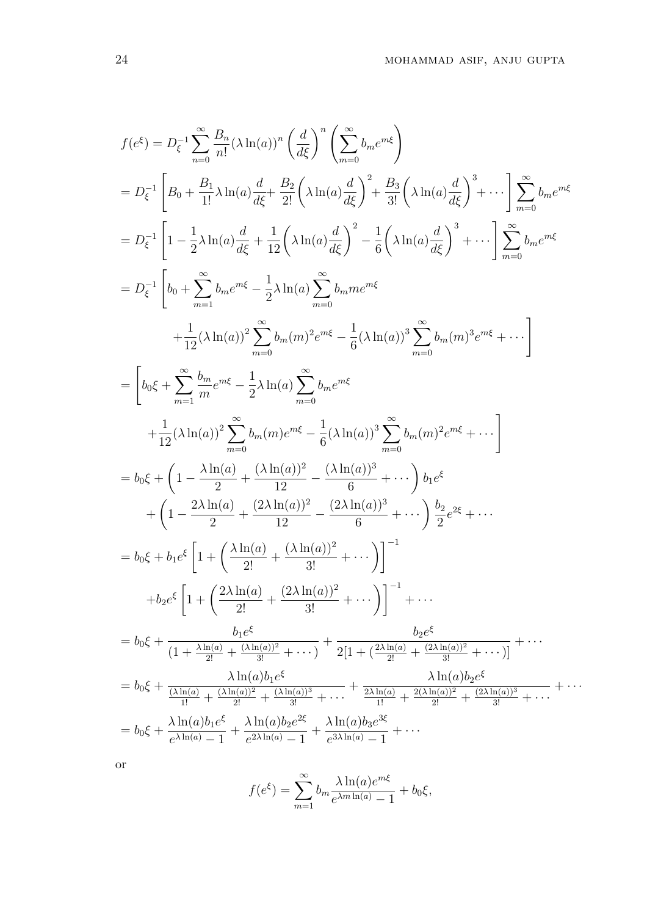$$
\begin{aligned}
f(e^{\xi}) &= D_{\xi}^{-1}\sum_{n=0}^{\infty}\frac{B_n}{n!}(\lambda\ln(a))^n\left(\frac{d}{d\xi}\right)^n\left(\sum_{m=0}^{\infty}b_m e^{m\xi}\right)\\
&= D_{\xi}^{-1}\left[B_0+\frac{B_1}{1!}\lambda\ln(a)\frac{d}{d\xi}+\frac{B_2}{2!}\left(\lambda\ln(a)\frac{d}{d\xi}\right)^2+\frac{B_3}{3!}\left(\lambda\ln(a)\frac{d}{d\xi}\right)^3+\cdots\right]\sum_{m=0}^{\infty}b_m e^{m\xi}\\
&= D_{\xi}^{-1}\left[1-\frac{1}{2}\lambda\ln(a)\frac{d}{d\xi}+\frac{1}{12}\left(\lambda\ln(a)\frac{d}{d\xi}\right)^2-\frac{1}{6}\left(\lambda\ln(a)\frac{d}{d\xi}\right)^3+\cdots\right]\sum_{m=0}^{\infty}b_m e^{m\xi}\\
&= D_{\xi}^{-1}\Bigg[b_0+\sum_{m=1}^{\infty}b_m e^{m\xi}-\frac{1}{2}\lambda\ln(a)\sum_{m=0}^{\infty}b_m m e^{m\xi}\\
&\qquad+\frac{1}{12}(\lambda\ln(a))^2\sum_{m=0}^{\infty}b_m(m)^2e^{m\xi}-\frac{1}{6}(\lambda\ln(a))^3\sum_{m=0}^{\infty}b_m(m)^3e^{m\xi}+\cdots\Bigg]\\
&= \Bigg[b_0\xi+\sum_{m=1}^{\infty}\frac{b_m}{m}e^{m\xi}-\frac{1}{2}\lambda\ln(a)\sum_{m=0}^{\infty}b_m e^{m\xi}\\
&\qquad+\frac{1}{12}(\lambda\ln(a))^2\sum_{m=0}^{\infty}b_m(m)e^{m\xi}-\frac{1}{6}(\lambda\ln(a))^3\sum_{m=0}^{\infty}b_m(m)^2e^{m\xi}+\cdots\Bigg]\\
&= b_0\xi+\left(1-\frac{\lambda\ln(a)}{2}+\frac{(\lambda\ln(a))^2}{12}-\frac{(\lambda\ln(a))^3}{6}+\cdots\right)b_1e^{\xi}\\
&\qquad+\left(1-\frac{2\lambda\ln(a)}{2}+\frac{(2\lambda\ln(a))^2}{12}-\frac{(2\lambda\ln(a))^3}{6}+\cdots\right)\frac{b_2}{2}e^{2\xi}+\cdots\\
&= b_0\xi+b_1e^{\xi}\left[1+\left(\frac{\lambda\ln(a)}{2!}+\frac{(\lambda\ln(a))^2}{3!}+\cdots\right)\right]^{-1}\\
&\qquad+b_2e^{\xi}\left[1+\left(\frac{2\lambda\ln(a)}{2!}+\frac{(2\lambda\ln(a))^2}{3!}+\cdots\right)\right]^{-1}+\cdots\\
&= b_0\xi+\frac{b_1e^{\xi}}{(1+\frac{\lambda\ln(a)}{2!}+\frac{(\lambda\ln(a))^2}{3!}+\cdots)}+\frac{b_2e^{\xi}}{2[1+(\frac{2\lambda\ln(a)}{2!}+\frac{(2\lambda\ln(a))^2}{3!}+\cdots)]}+\cdots\\
&= b_0\xi+\frac{\lambda\ln(a)b_1e^{\xi}}{\frac{(\lambda\ln(a))}{1!}+\frac{(\lambda\ln(a))^2}{2!}+\frac{(\lambda\ln(a))^3}{3!}+\cdots}+\frac{\lambda\ln(a)b_2e^{\xi}}{\frac{2\lambda\ln(a)}{1!}+\frac{2(\lambda\ln(a))^2}{2!}+\frac{(2\lambda\ln(a))^3}{3!}+\cdots}+\cdots\\
&= b_0\xi+\frac{\lambda\ln(a)b_1e^{\xi}}{e^{\lambda\ln(a)}-1}+\frac{\lambda\ln(a)b_2e^{2\xi}}{e^{2\lambda\ln(a)}-1}+\frac{\lambda\ln(a)b_3e^{3\xi}}{e^{3\lambda\ln(a)}-1}+\cdots
\end{aligned}
$$

or

$$
f(e^{\xi})=\sum_{m=1}^{\infty}b_m\frac{\lambda\ln(a)e^{m\xi}}{e^{\lambda m\ln(a)}-1}+b_0\xi,
$$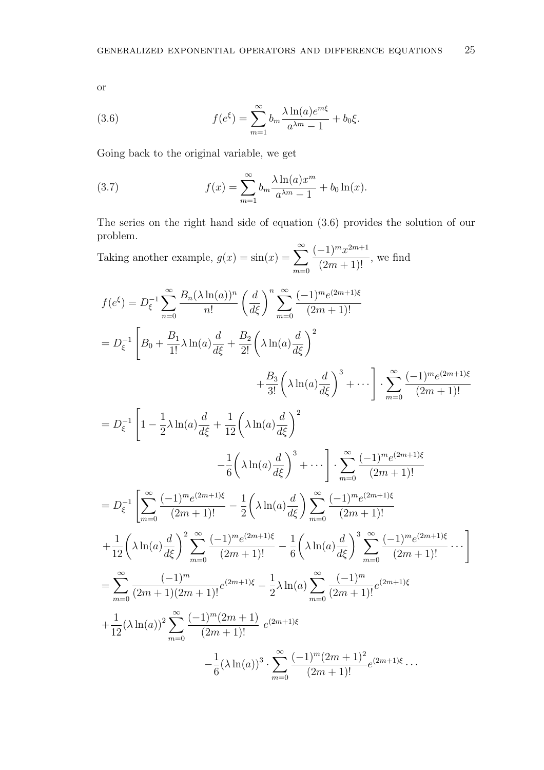or

$$f(e^{\xi}) = \sum_{m=1}^{\infty} b_m \frac{\lambda \ln(a) e^{m\xi}}{a^{\lambda m} - 1} + b_0 \xi. \tag{3.6}$$

Going back to the original variable, we get

$$f(x) = \sum_{m=1}^{\infty} b_m \frac{\lambda \ln(a) x^{m}}{a^{\lambda m} - 1} + b_0 \ln(x). \tag{3.7}$$

The series on the right hand side of equation (3.6) provides the solution of our problem.

Taking another example, $g(x) = \sin(x) = \sum_{m=0}^{\infty} \frac{(-1)^m x^{2m+1}}{(2m+1)!}$, we find

$$\begin{aligned}
f(e^{\xi}) &= D_{\xi}^{-1} \sum_{n=0}^{\infty} \frac{B_n (\lambda \ln(a))^n}{n!} \left(\frac{d}{d\xi}\right)^n \sum_{m=0}^{\infty} \frac{(-1)^m e^{(2m+1)\xi}}{(2m+1)!} \\
&= D_{\xi}^{-1} \Bigg[ B_0 + \frac{B_1}{1!} \lambda \ln(a) \frac{d}{d\xi} + \frac{B_2}{2!} \left( \lambda \ln(a) \frac{d}{d\xi} \right)^2 \\
&\qquad + \frac{B_3}{3!} \left( \lambda \ln(a) \frac{d}{d\xi} \right)^3 + \cdots \Bigg] \cdot \sum_{m=0}^{\infty} \frac{(-1)^m e^{(2m+1)\xi}}{(2m+1)!} \\
&= D_{\xi}^{-1} \Bigg[ 1 - \frac{1}{2} \lambda \ln(a) \frac{d}{d\xi} + \frac{1}{12} \left( \lambda \ln(a) \frac{d}{d\xi} \right)^2 \\
&\qquad - \frac{1}{6} \left( \lambda \ln(a) \frac{d}{d\xi} \right)^3 + \cdots \Bigg] \cdot \sum_{m=0}^{\infty} \frac{(-1)^m e^{(2m+1)\xi}}{(2m+1)!} \\
&= D_{\xi}^{-1} \Bigg[ \sum_{m=0}^{\infty} \frac{(-1)^m e^{(2m+1)\xi}}{(2m+1)!} - \frac{1}{2} \left( \lambda \ln(a) \frac{d}{d\xi} \right) \sum_{m=0}^{\infty} \frac{(-1)^m e^{(2m+1)\xi}}{(2m+1)!} \\
&\quad + \frac{1}{12} \left( \lambda \ln(a) \frac{d}{d\xi} \right)^2 \sum_{m=0}^{\infty} \frac{(-1)^m e^{(2m+1)\xi}}{(2m+1)!} - \frac{1}{6} \left( \lambda \ln(a) \frac{d}{d\xi} \right)^3 \sum_{m=0}^{\infty} \frac{(-1)^m e^{(2m+1)\xi}}{(2m+1)!} \cdots \Bigg] \\
&= \sum_{m=0}^{\infty} \frac{(-1)^m}{(2m+1)(2m+1)!} e^{(2m+1)\xi} - \frac{1}{2} \lambda \ln(a) \sum_{m=0}^{\infty} \frac{(-1)^m}{(2m+1)!} e^{(2m+1)\xi} \\
&\quad + \frac{1}{12} (\lambda \ln(a))^2 \sum_{m=0}^{\infty} \frac{(-1)^m (2m+1)}{(2m+1)!} \; e^{(2m+1)\xi} \\
&\qquad - \frac{1}{6} (\lambda \ln(a))^3 \cdot \sum_{m=0}^{\infty} \frac{(-1)^m (2m+1)^2}{(2m+1)!} e^{(2m+1)\xi} \cdots
\end{aligned}$$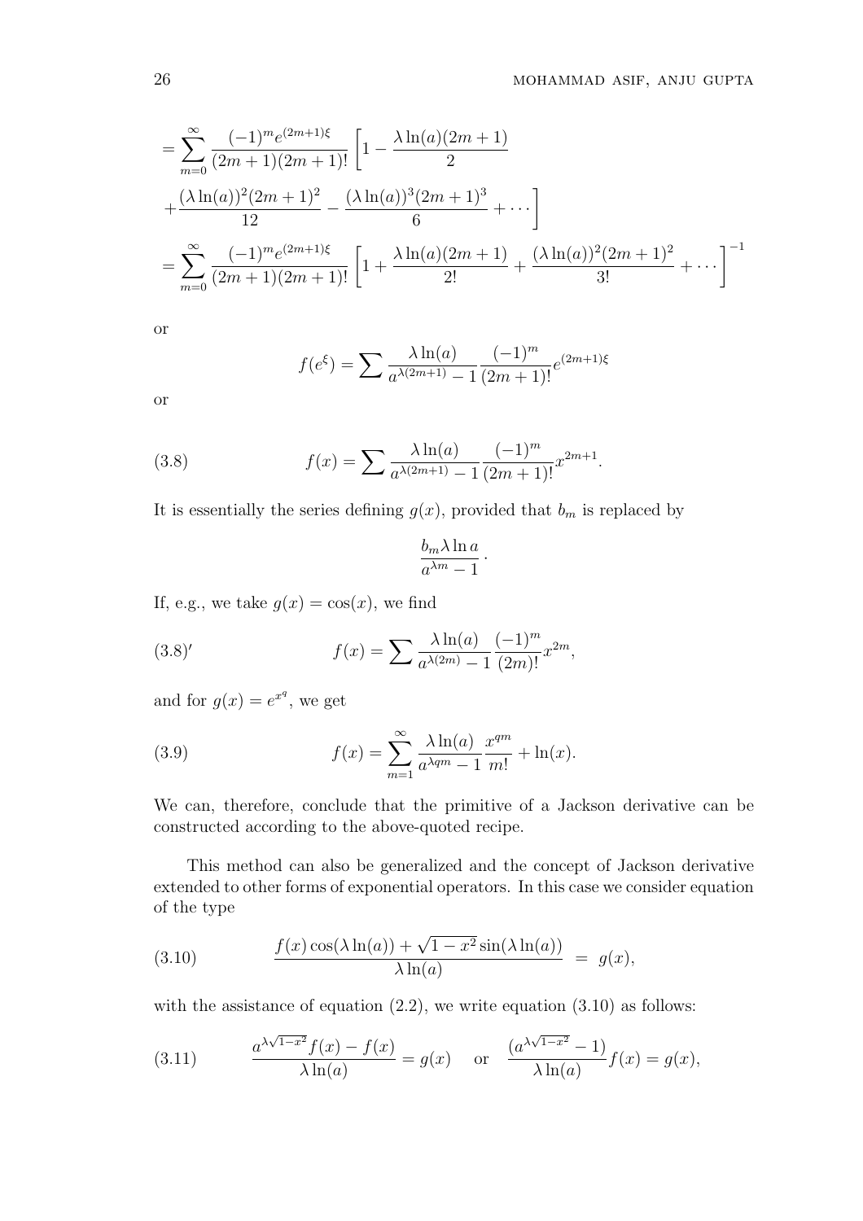$$
\begin{aligned}
&= \sum_{m=0}^{\infty} \frac{(-1)^m e^{(2m+1)\xi}}{(2m+1)(2m+1)!} \left[ 1 - \frac{\lambda \ln(a)(2m+1)}{2} \right. \\
&\left. + \frac{(\lambda \ln(a))^2 (2m+1)^2}{12} - \frac{(\lambda \ln(a))^3 (2m+1)^3}{6} + \cdots \right] \\
&= \sum_{m=0}^{\infty} \frac{(-1)^m e^{(2m+1)\xi}}{(2m+1)(2m+1)!} \left[ 1 + \frac{\lambda \ln(a)(2m+1)}{2!} + \frac{(\lambda \ln(a))^2 (2m+1)^2}{3!} + \cdots \right]^{-1}
\end{aligned}
$$

or

$$
f(e^{\xi}) = \sum \frac{\lambda \ln(a)}{a^{\lambda(2m+1)} - 1} \frac{(-1)^m}{(2m+1)!} e^{(2m+1)\xi}
$$

or

$$
f(x) = \sum \frac{\lambda \ln(a)}{a^{\lambda(2m+1)} - 1} \frac{(-1)^m}{(2m+1)!} x^{2m+1}. \tag{3.8}
$$

It is essentially the series defining $g(x)$, provided that $b_m$ is replaced by

$$
\frac{b_m \lambda \ln a}{a^{\lambda m} - 1} \cdot
$$

If, e.g., we take $g(x) = \cos(x)$, we find

$$
f(x) = \sum \frac{\lambda \ln(a)}{a^{\lambda(2m)} - 1} \frac{(-1)^m}{(2m)!} x^{2m}, \tag{3.8$'$}
$$

and for $g(x) = e^{x^q}$, we get

$$
f(x) = \sum_{m=1}^{\infty} \frac{\lambda \ln(a)}{a^{\lambda q m} - 1} \frac{x^{qm}}{m!} + \ln(x). \tag{3.9}
$$

We can, therefore, conclude that the primitive of a Jackson derivative can be constructed according to the above-quoted recipe.

This method can also be generalized and the concept of Jackson derivative extended to other forms of exponential operators. In this case we consider equation of the type

$$
\frac{f(x)\cos(\lambda \ln(a)) + \sqrt{1-x^2}\sin(\lambda \ln(a))}{\lambda \ln(a)} = g(x), \tag{3.10}
$$

with the assistance of equation (2.2), we write equation (3.10) as follows:

$$
\frac{a^{\lambda\sqrt{1-x^2}} f(x) - f(x)}{\lambda \ln(a)} = g(x) \quad \text{or} \quad \frac{(a^{\lambda\sqrt{1-x^2}} - 1)}{\lambda \ln(a)} f(x) = g(x), \tag{3.11}
$$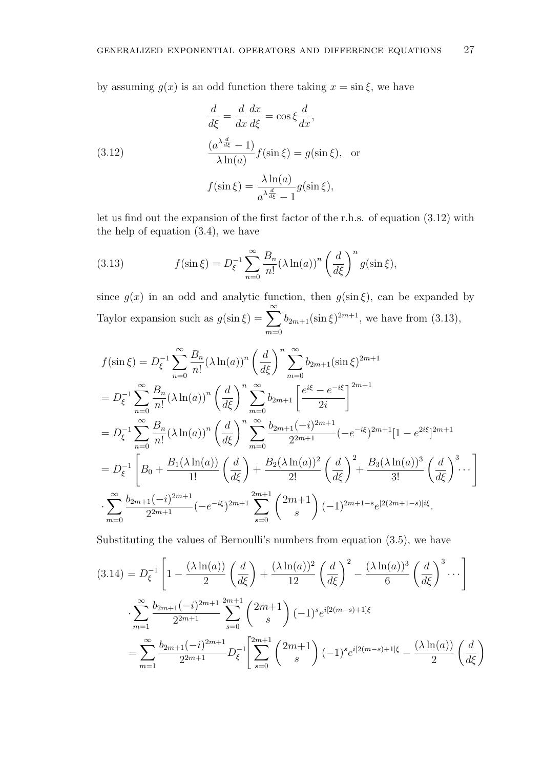by assuming $g(x)$ is an odd function there taking $x = \sin\xi$, we have

$$
\begin{aligned}
&\frac{d}{d\xi} = \frac{d}{dx}\frac{dx}{d\xi} = \cos\xi\frac{d}{dx}, \\
&\frac{(a^{\lambda\frac{d}{d\xi}} - 1)}{\lambda\ln(a)} f(\sin\xi) = g(\sin\xi), \quad \text{or} \\
&f(\sin\xi) = \frac{\lambda\ln(a)}{a^{\lambda\frac{d}{d\xi}} - 1} g(\sin\xi),
\end{aligned} \tag{3.12}
$$

let us find out the expansion of the first factor of the r.h.s. of equation (3.12) with the help of equation (3.4), we have

$$
f(\sin\xi) = D_\xi^{-1} \sum_{n=0}^{\infty} \frac{B_n}{n!}(\lambda\ln(a))^n \left(\frac{d}{d\xi}\right)^n g(\sin\xi), \tag{3.13}
$$

since $g(x)$ in an odd and analytic function, then $g(\sin\xi)$, can be expanded by Taylor expansion such as $g(\sin\xi) = \sum_{m=0}^{\infty} b_{2m+1}(\sin\xi)^{2m+1}$, we have from (3.13),

$$
\begin{aligned}
&f(\sin\xi) = D_\xi^{-1} \sum_{n=0}^{\infty} \frac{B_n}{n!}(\lambda\ln(a))^n \left(\frac{d}{d\xi}\right)^n \sum_{m=0}^{\infty} b_{2m+1}(\sin\xi)^{2m+1} \\
&= D_\xi^{-1} \sum_{n=0}^{\infty} \frac{B_n}{n!}(\lambda\ln(a))^n \left(\frac{d}{d\xi}\right)^n \sum_{m=0}^{\infty} b_{2m+1}\left[\frac{e^{i\xi} - e^{-i\xi}}{2i}\right]^{2m+1} \\
&= D_\xi^{-1} \sum_{n=0}^{\infty} \frac{B_n}{n!}(\lambda\ln(a))^n \left(\frac{d}{d\xi}\right)^n \sum_{m=0}^{\infty} \frac{b_{2m+1}(-i)^{2m+1}}{2^{2m+1}}(-e^{-i\xi})^{2m+1}[1 - e^{2i\xi}]^{2m+1} \\
&= D_\xi^{-1}\left[B_0 + \frac{B_1(\lambda\ln(a))}{1!}\left(\frac{d}{d\xi}\right) + \frac{B_2(\lambda\ln(a))^2}{2!}\left(\frac{d}{d\xi}\right)^2 + \frac{B_3(\lambda\ln(a))^3}{3!}\left(\frac{d}{d\xi}\right)^3 \cdots\right] \\
&\cdot \sum_{m=0}^{\infty} \frac{b_{2m+1}(-i)^{2m+1}}{2^{2m+1}}(-e^{-i\xi})^{2m+1} \sum_{s=0}^{2m+1} \binom{2m+1}{s} (-1)^{2m+1-s} e^{[2(2m+1-s)]i\xi}.
\end{aligned}
$$

Substituting the values of Bernoulli's numbers from equation (3.5), we have

$$
\begin{aligned}
(3.14) &= D_\xi^{-1}\left[1 - \frac{(\lambda\ln(a))}{2}\left(\frac{d}{d\xi}\right) + \frac{(\lambda\ln(a))^2}{12}\left(\frac{d}{d\xi}\right)^2 - \frac{(\lambda\ln(a))^3}{6}\left(\frac{d}{d\xi}\right)^3 \cdots\right] \\
&\cdot \sum_{m=1}^{\infty} \frac{b_{2m+1}(-i)^{2m+1}}{2^{2m+1}} \sum_{s=0}^{2m+1} \binom{2m+1}{s} (-1)^s e^{i[2(m-s)+1]\xi} \\
&= \sum_{m=1}^{\infty} \frac{b_{2m+1}(-i)^{2m+1}}{2^{2m+1}} D_\xi^{-1}\left[\sum_{s=0}^{2m+1} \binom{2m+1}{s} (-1)^s e^{i[2(m-s)+1]\xi} - \frac{(\lambda\ln(a))}{2}\left(\frac{d}{d\xi}\right)\right.
\end{aligned}
$$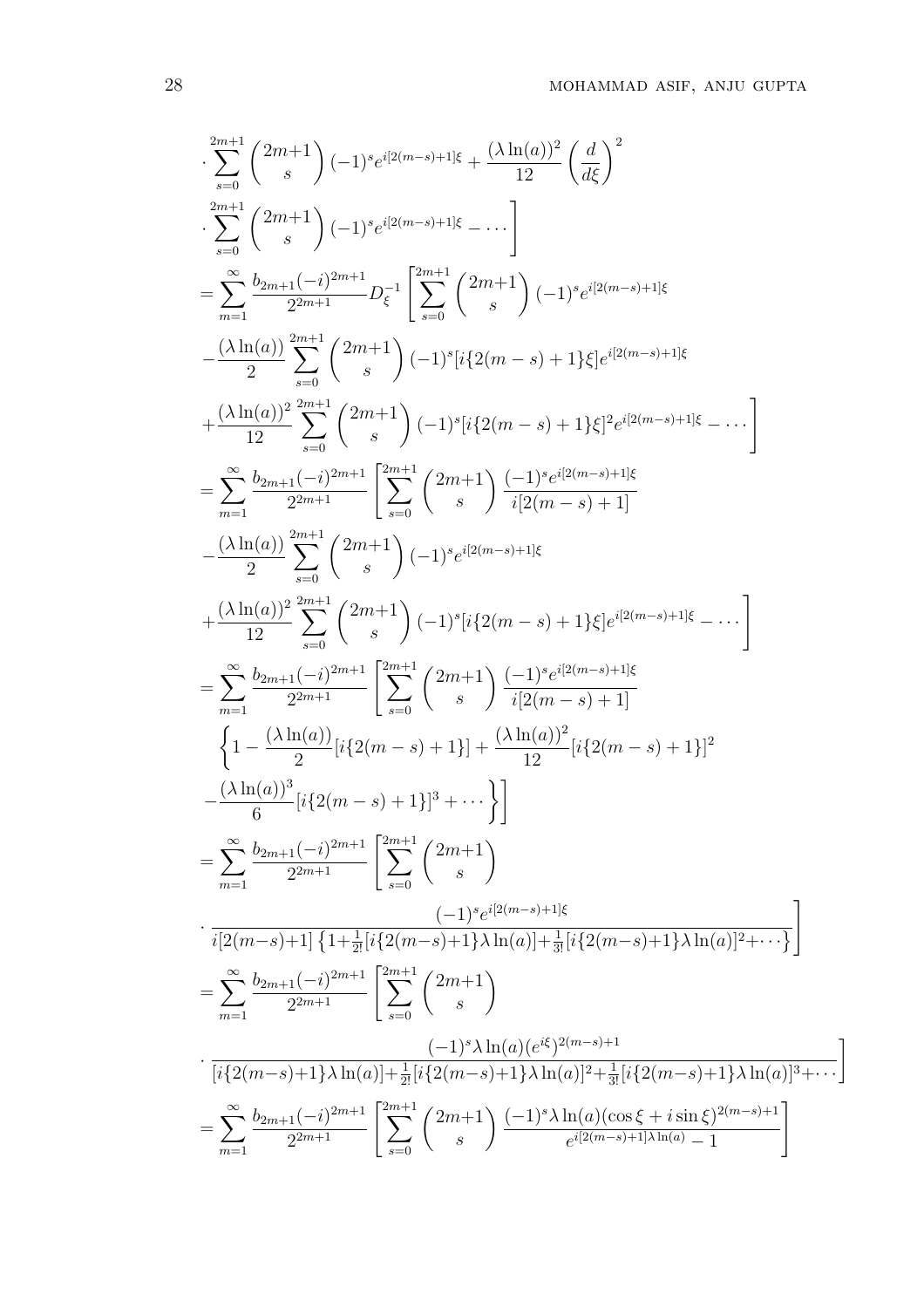$$\cdot \sum_{s=0}^{2m+1} \binom{2m+1}{s} (-1)^s e^{i[2(m-s)+1]\xi} + \frac{(\lambda \ln(a))^2}{12} \left(\frac{d}{d\xi}\right)^2$$

$$\left. \cdot \sum_{s=0}^{2m+1} \binom{2m+1}{s} (-1)^s e^{i[2(m-s)+1]\xi} - \cdots \right]$$

$$= \sum_{m=1}^{\infty} \frac{b_{2m+1}(-i)^{2m+1}}{2^{2m+1}} D_\xi^{-1} \left[ \sum_{s=0}^{2m+1} \binom{2m+1}{s} (-1)^s e^{i[2(m-s)+1]\xi} \right.$$

$$- \frac{(\lambda \ln(a))}{2} \sum_{s=0}^{2m+1} \binom{2m+1}{s} (-1)^s [i\{2(m-s)+1\}\xi] e^{i[2(m-s)+1]\xi}$$

$$\left. + \frac{(\lambda \ln(a))^2}{12} \sum_{s=0}^{2m+1} \binom{2m+1}{s} (-1)^s [i\{2(m-s)+1\}\xi]^2 e^{i[2(m-s)+1]\xi} - \cdots \right]$$

$$= \sum_{m=1}^{\infty} \frac{b_{2m+1}(-i)^{2m+1}}{2^{2m+1}} \left[ \sum_{s=0}^{2m+1} \binom{2m+1}{s} \frac{(-1)^s e^{i[2(m-s)+1]\xi}}{i[2(m-s)+1]} \right.$$

$$- \frac{(\lambda \ln(a))}{2} \sum_{s=0}^{2m+1} \binom{2m+1}{s} (-1)^s e^{i[2(m-s)+1]\xi}$$

$$\left. + \frac{(\lambda \ln(a))^2}{12} \sum_{s=0}^{2m+1} \binom{2m+1}{s} (-1)^s [i\{2(m-s)+1\}\xi] e^{i[2(m-s)+1]\xi} - \cdots \right]$$

$$= \sum_{m=1}^{\infty} \frac{b_{2m+1}(-i)^{2m+1}}{2^{2m+1}} \left[ \sum_{s=0}^{2m+1} \binom{2m+1}{s} \frac{(-1)^s e^{i[2(m-s)+1]\xi}}{i[2(m-s)+1]} \right.$$

$$\left\{ 1 - \frac{(\lambda \ln(a))}{2} [i\{2(m-s)+1\}] + \frac{(\lambda \ln(a))^2}{12} [i\{2(m-s)+1\}]^2 \right.$$

$$\left. \left. - \frac{(\lambda \ln(a))^3}{6} [i\{2(m-s)+1\}]^3 + \cdots \right\} \right]$$

$$= \sum_{m=1}^{\infty} \frac{b_{2m+1}(-i)^{2m+1}}{2^{2m+1}} \left[ \sum_{s=0}^{2m+1} \binom{2m+1}{s} \right.$$

$$\left. \cdot \frac{(-1)^s e^{i[2(m-s)+1]\xi}}{i[2(m-s)+1] \left\{ 1 + \frac{1}{2!} [i\{2(m-s)+1\}\lambda \ln(a)] + \frac{1}{3!} [i\{2(m-s)+1\}\lambda \ln(a)]^2 + \cdots \right\}} \right]$$

$$= \sum_{m=1}^{\infty} \frac{b_{2m+1}(-i)^{2m+1}}{2^{2m+1}} \left[ \sum_{s=0}^{2m+1} \binom{2m+1}{s} \right.$$

$$\left. \cdot \frac{(-1)^s \lambda \ln(a) (e^{i\xi})^{2(m-s)+1}}{[i\{2(m-s)+1\}\lambda \ln(a)] + \frac{1}{2!} [i\{2(m-s)+1\}\lambda \ln(a)]^2 + \frac{1}{3!} [i\{2(m-s)+1\}\lambda \ln(a)]^3 + \cdots} \right]$$

$$= \sum_{m=1}^{\infty} \frac{b_{2m+1}(-i)^{2m+1}}{2^{2m+1}} \left[ \sum_{s=0}^{2m+1} \binom{2m+1}{s} \frac{(-1)^s \lambda \ln(a) (\cos\xi + i \sin\xi)^{2(m-s)+1}}{e^{i[2(m-s)+1]\lambda \ln(a)} - 1} \right]$$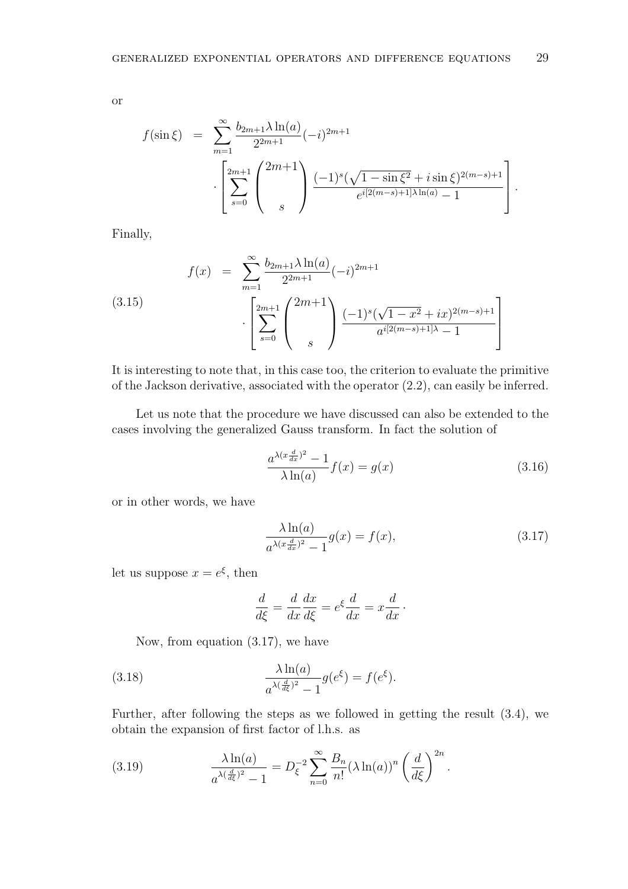or

$$
\begin{aligned}
f(\sin\xi) &= \sum_{m=1}^{\infty} \frac{b_{2m+1}\lambda\ln(a)}{2^{2m+1}}(-i)^{2m+1} \\
&\quad \cdot \left[ \sum_{s=0}^{2m+1} \binom{2m+1}{s} \frac{(-1)^s(\sqrt{1-\sin\xi^2}+i\sin\xi)^{2(m-s)+1}}{e^{i[2(m-s)+1]\lambda\ln(a)}-1} \right].
\end{aligned}
$$

Finally,

$$
\begin{aligned}
f(x) &= \sum_{m=1}^{\infty} \frac{b_{2m+1}\lambda\ln(a)}{2^{2m+1}}(-i)^{2m+1} \\
&\quad \cdot \left[ \sum_{s=0}^{2m+1} \binom{2m+1}{s} \frac{(-1)^s(\sqrt{1-x^2}+ix)^{2(m-s)+1}}{a^{i[2(m-s)+1]\lambda}-1} \right]
\end{aligned}
\tag{3.15}
$$

It is interesting to note that, in this case too, the criterion to evaluate the primitive of the Jackson derivative, associated with the operator (2.2), can easily be inferred.

Let us note that the procedure we have discussed can also be extended to the cases involving the generalized Gauss transform. In fact the solution of

$$
\frac{a^{\lambda(x\frac{d}{dx})^2}-1}{\lambda\ln(a)}f(x) = g(x) \tag{3.16}
$$

or in other words, we have

$$
\frac{\lambda\ln(a)}{a^{\lambda(x\frac{d}{dx})^2}-1}g(x) = f(x), \tag{3.17}
$$

let us suppose $x = e^{\xi}$, then

$$
\frac{d}{d\xi} = \frac{d}{dx}\frac{dx}{d\xi} = e^{\xi}\frac{d}{dx} = x\frac{d}{dx}\cdot
$$

Now, from equation (3.17), we have

$$
\frac{\lambda\ln(a)}{a^{\lambda(\frac{d}{d\xi})^2}-1}g(e^{\xi}) = f(e^{\xi}). \tag{3.18}
$$

Further, after following the steps as we followed in getting the result (3.4), we obtain the expansion of first factor of l.h.s. as

$$
\frac{\lambda\ln(a)}{a^{\lambda(\frac{d}{d\xi})^2}-1} = D_{\xi}^{-2}\sum_{n=0}^{\infty}\frac{B_n}{n!}(\lambda\ln(a))^n\left(\frac{d}{d\xi}\right)^{2n}. \tag{3.19}
$$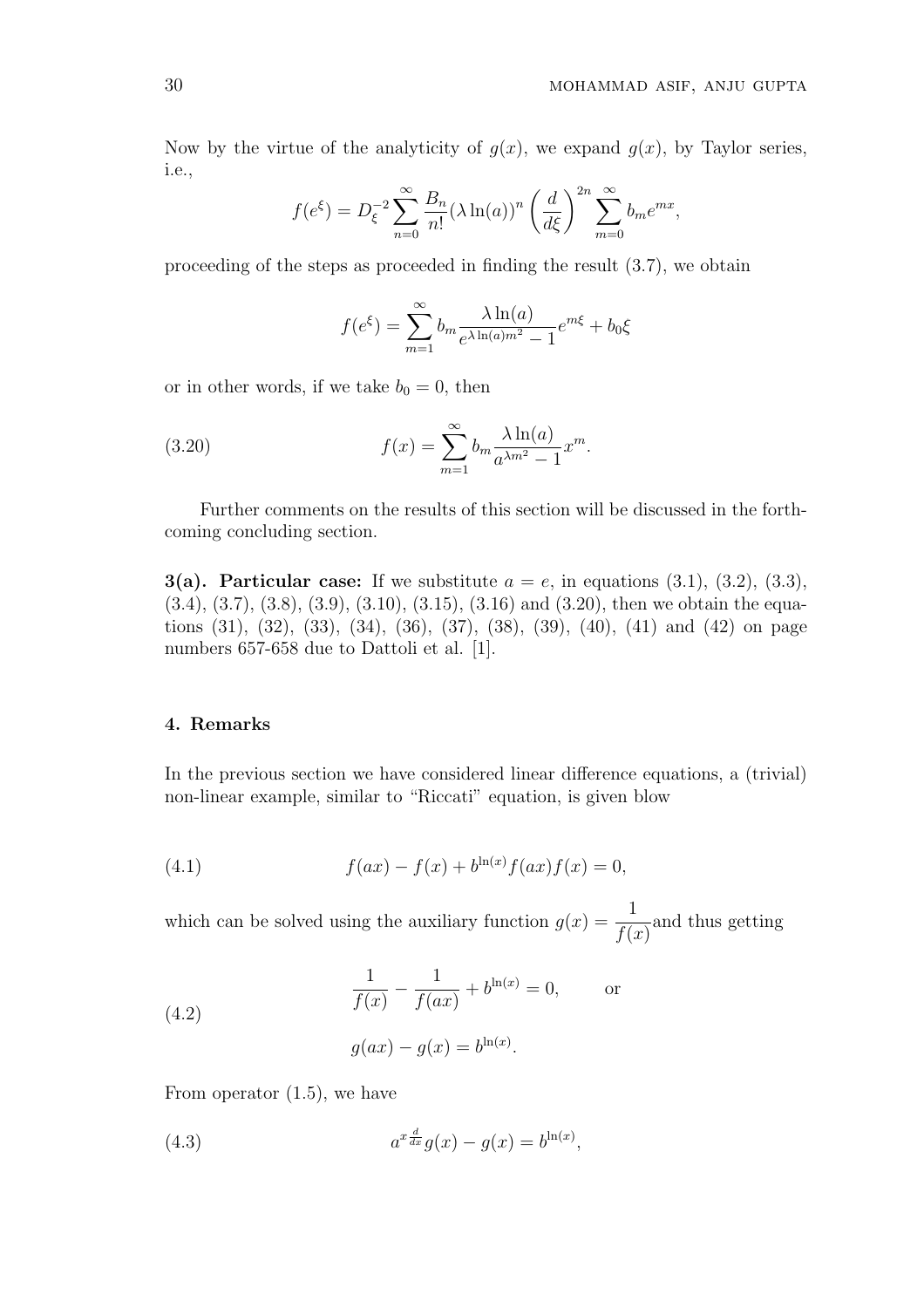Now by the virtue of the analyticity of $g(x)$, we expand $g(x)$, by Taylor series, i.e.,

$$f(e^{\xi}) = D_{\xi}^{-2} \sum_{n=0}^{\infty} \frac{B_n}{n!} (\lambda \ln(a))^n \left(\frac{d}{d\xi}\right)^{2n} \sum_{m=0}^{\infty} b_m e^{mx},$$

proceeding of the steps as proceeded in finding the result (3.7), we obtain

$$f(e^{\xi}) = \sum_{m=1}^{\infty} b_m \frac{\lambda \ln(a)}{e^{\lambda \ln(a) m^2} - 1} e^{m\xi} + b_0 \xi$$

or in other words, if we take $b_0 = 0$, then

$$f(x) = \sum_{m=1}^{\infty} b_m \frac{\lambda \ln(a)}{a^{\lambda m^2} - 1} x^m. \tag{3.20}$$

Further comments on the results of this section will be discussed in the forthcoming concluding section.

**3(a). Particular case:** If we substitute $a = e$, in equations (3.1), (3.2), (3.3), (3.4), (3.7), (3.8), (3.9), (3.10), (3.15), (3.16) and (3.20), then we obtain the equations (31), (32), (33), (34), (36), (37), (38), (39), (40), (41) and (42) on page numbers 657-658 due to Dattoli et al. [1].

## 4. Remarks

In the previous section we have considered linear difference equations, a (trivial) non-linear example, similar to "Riccati" equation, is given blow

$$f(ax) - f(x) + b^{\ln(x)} f(ax) f(x) = 0, \tag{4.1}$$

which can be solved using the auxiliary function $g(x) = \dfrac{1}{f(x)}$and thus getting

$$\frac{1}{f(x)} - \frac{1}{f(ax)} + b^{\ln(x)} = 0, \qquad \text{or}$$

$$g(ax) - g(x) = b^{\ln(x)}. \tag{4.2}$$

From operator (1.5), we have

$$a^{x \frac{d}{dx}} g(x) - g(x) = b^{\ln(x)}, \tag{4.3}$$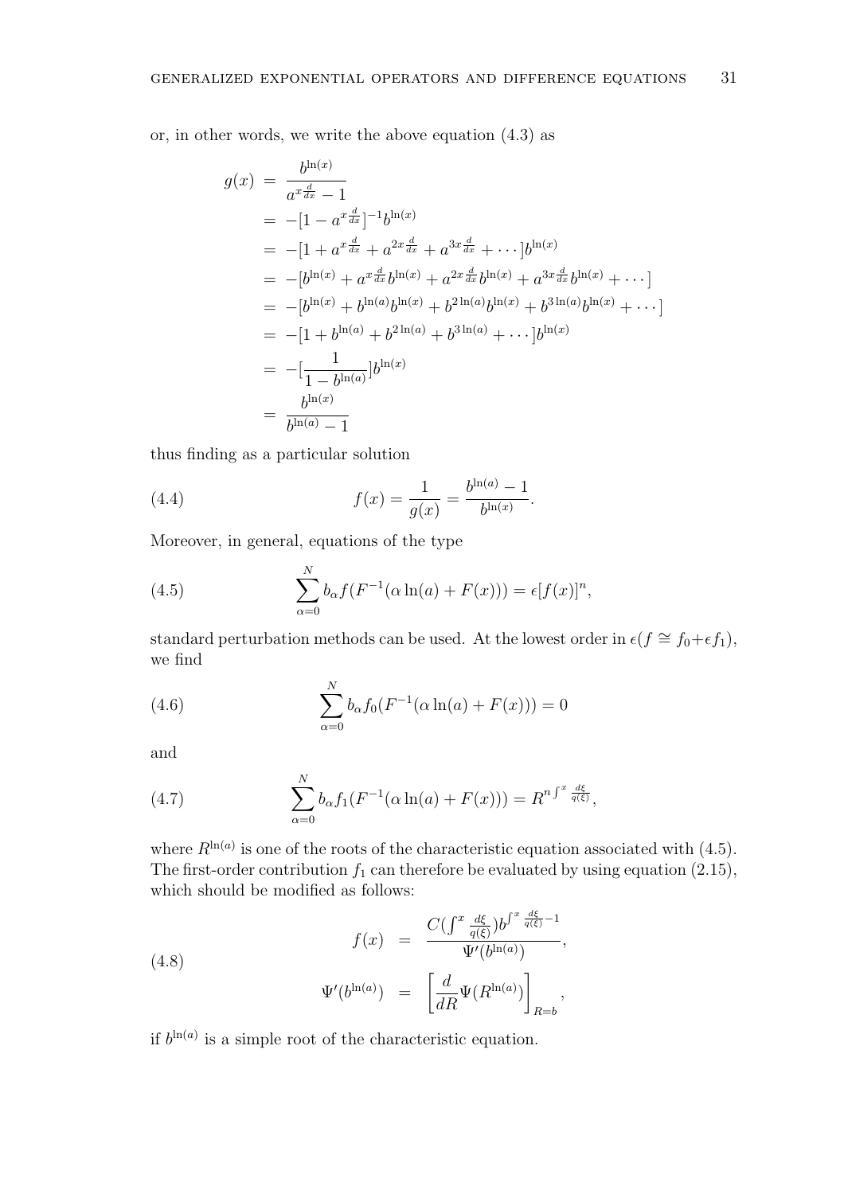or, in other words, we write the above equation (4.3) as

$$
\begin{aligned}
g(x) &= \frac{b^{\ln(x)}}{a^{x\frac{d}{dx}}-1} \\
&= -[1-a^{x\frac{d}{dx}}]^{-1} b^{\ln(x)} \\
&= -[1+a^{x\frac{d}{dx}}+a^{2x\frac{d}{dx}}+a^{3x\frac{d}{dx}}+\cdots] b^{\ln(x)} \\
&= -[b^{\ln(x)}+a^{x\frac{d}{dx}} b^{\ln(x)}+a^{2x\frac{d}{dx}} b^{\ln(x)}+a^{3x\frac{d}{dx}} b^{\ln(x)}+\cdots] \\
&= -[b^{\ln(x)}+b^{\ln(a)} b^{\ln(x)}+b^{2\ln(a)} b^{\ln(x)}+b^{3\ln(a)} b^{\ln(x)}+\cdots] \\
&= -[1+b^{\ln(a)}+b^{2\ln(a)}+b^{3\ln(a)}+\cdots] b^{\ln(x)} \\
&= -[\frac{1}{1-b^{\ln(a)}}] b^{\ln(x)} \\
&= \frac{b^{\ln(x)}}{b^{\ln(a)}-1}
\end{aligned}
$$

thus finding as a particular solution

$$
f(x)=\frac{1}{g(x)}=\frac{b^{\ln(a)}-1}{b^{\ln(x)}}. \tag{4.4}
$$

Moreover, in general, equations of the type

$$
\sum_{\alpha=0}^{N} b_\alpha f(F^{-1}(\alpha \ln(a)+F(x)))=\epsilon[f(x)]^n, \tag{4.5}
$$

standard perturbation methods can be used. At the lowest order in $\epsilon (f \cong f_0+\epsilon f_1)$, we find

$$
\sum_{\alpha=0}^{N} b_\alpha f_0(F^{-1}(\alpha \ln(a)+F(x)))=0 \tag{4.6}
$$

and

$$
\sum_{\alpha=0}^{N} b_\alpha f_1(F^{-1}(\alpha \ln(a)+F(x)))=R^{n\int^x \frac{d\xi}{q(\xi)}}, \tag{4.7}
$$

where $R^{\ln(a)}$ is one of the roots of the characteristic equation associated with (4.5). The first-order contribution $f_1$ can therefore be evaluated by using equation (2.15), which should be modified as follows:

$$
\begin{aligned}
f(x) &= \frac{C(\int^x \frac{d\xi}{q(\xi)}) b^{\int^x \frac{d\xi}{q(\xi)}-1}}{\Psi'(b^{\ln(a)})}, \\
\Psi'(b^{\ln(a)}) &= \left[\frac{d}{dR}\Psi(R^{\ln(a)})\right]_{R=b},
\end{aligned} \tag{4.8}
$$

if $b^{\ln(a)}$ is a simple root of the characteristic equation.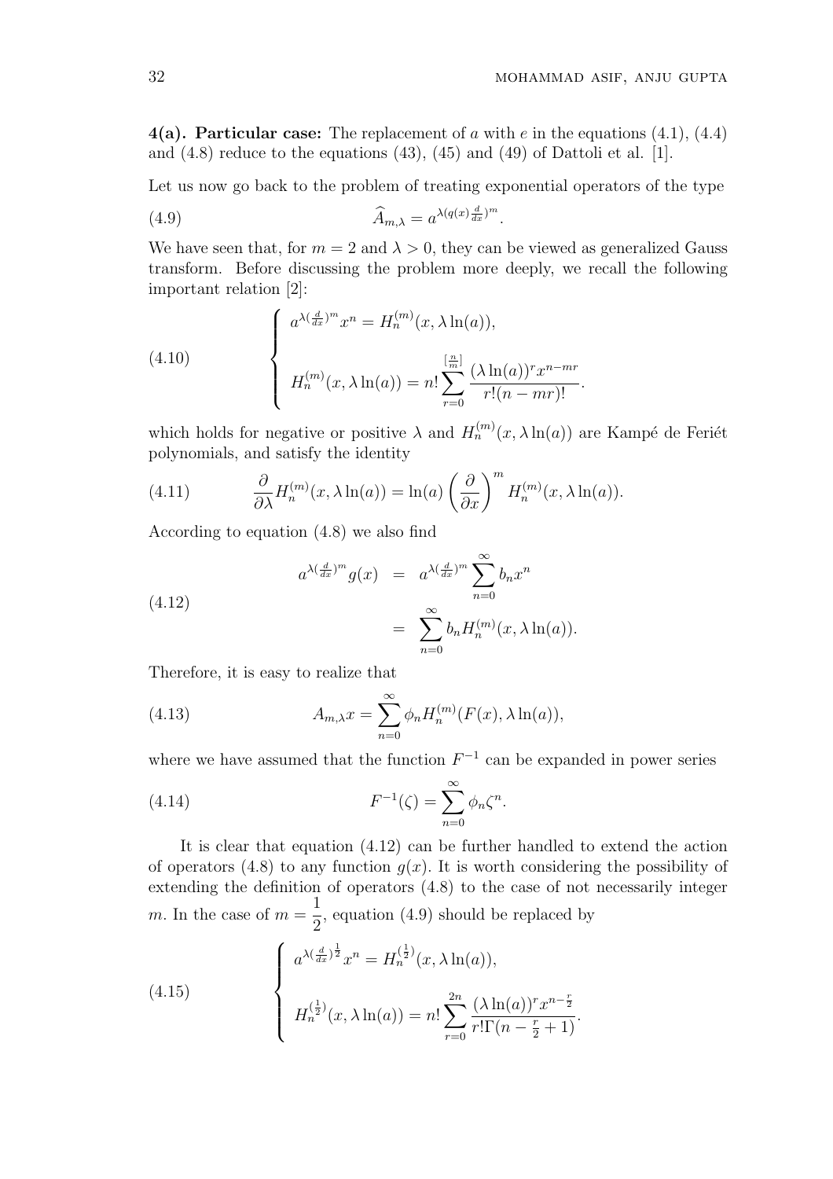**4(a). Particular case:** The replacement of $a$ with $e$ in the equations (4.1), (4.4) and (4.8) reduce to the equations (43), (45) and (49) of Dattoli et al. [1].

Let us now go back to the problem of treating exponential operators of the type

$$\widehat{A}_{m,\lambda} = a^{\lambda(q(x)\frac{d}{dx})^m}. \tag{4.9}$$

We have seen that, for $m = 2$ and $\lambda > 0$, they can be viewed as generalized Gauss transform. Before discussing the problem more deeply, we recall the following important relation [2]:

$$\begin{cases} a^{\lambda(\frac{d}{dx})^m} x^n = H_n^{(m)}(x, \lambda \ln(a)), \\ \\ H_n^{(m)}(x, \lambda \ln(a)) = n! \displaystyle\sum_{r=0}^{[\frac{n}{m}]} \frac{(\lambda \ln(a))^r x^{n-mr}}{r!(n-mr)!}. \end{cases} \tag{4.10}$$

which holds for negative or positive $\lambda$ and $H_n^{(m)}(x, \lambda \ln(a))$ are Kampé de Feriét polynomials, and satisfy the identity

$$\frac{\partial}{\partial \lambda} H_n^{(m)}(x, \lambda \ln(a)) = \ln(a) \left(\frac{\partial}{\partial x}\right)^m H_n^{(m)}(x, \lambda \ln(a)). \tag{4.11}$$

According to equation (4.8) we also find

$$\begin{aligned} a^{\lambda(\frac{d}{dx})^m} g(x) &= a^{\lambda(\frac{d}{dx})^m} \sum_{n=0}^{\infty} b_n x^n \\ &= \sum_{n=0}^{\infty} b_n H_n^{(m)}(x, \lambda \ln(a)). \end{aligned} \tag{4.12}$$

Therefore, it is easy to realize that

$$A_{m,\lambda} x = \sum_{n=0}^{\infty} \phi_n H_n^{(m)}(F(x), \lambda \ln(a)), \tag{4.13}$$

where we have assumed that the function $F^{-1}$ can be expanded in power series

$$F^{-1}(\zeta) = \sum_{n=0}^{\infty} \phi_n \zeta^n. \tag{4.14}$$

It is clear that equation (4.12) can be further handled to extend the action of operators (4.8) to any function $g(x)$. It is worth considering the possibility of extending the definition of operators (4.8) to the case of not necessarily integer $m$. In the case of $m = \frac{1}{2}$, equation (4.9) should be replaced by

$$\begin{cases} a^{\lambda(\frac{d}{dx})^{\frac{1}{2}}} x^n = H_n^{(\frac{1}{2})}(x, \lambda \ln(a)), \\ \\ H_n^{(\frac{1}{2})}(x, \lambda \ln(a)) = n! \displaystyle\sum_{r=0}^{2n} \frac{(\lambda \ln(a))^r x^{n-\frac{r}{2}}}{r!\Gamma(n-\frac{r}{2}+1)}. \end{cases} \tag{4.15}$$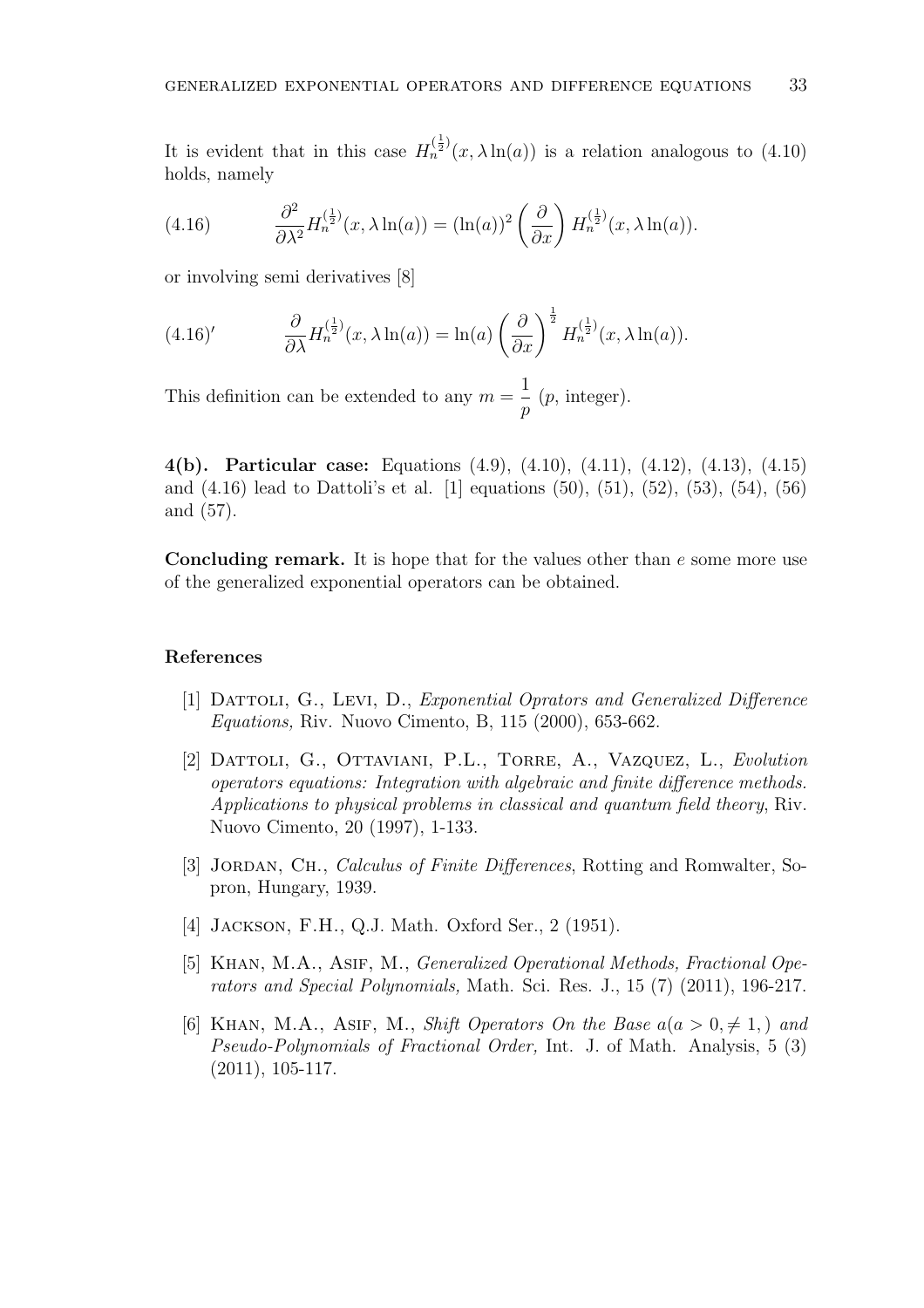It is evident that in this case $H_n^{(\frac{1}{2})}(x, \lambda \ln(a))$ is a relation analogous to (4.10) holds, namely

$$\frac{\partial^2}{\partial \lambda^2} H_n^{(\frac{1}{2})}(x, \lambda \ln(a)) = (\ln(a))^2 \left(\frac{\partial}{\partial x}\right) H_n^{(\frac{1}{2})}(x, \lambda \ln(a)). \tag{4.16}$$

or involving semi derivatives [8]

$$\frac{\partial}{\partial \lambda} H_n^{(\frac{1}{2})}(x, \lambda \ln(a)) = \ln(a) \left(\frac{\partial}{\partial x}\right)^{\frac{1}{2}} H_n^{(\frac{1}{2})}(x, \lambda \ln(a)). \tag{4.16$'$}$$

This definition can be extended to any $m = \dfrac{1}{p}$ ($p$, integer).

**4(b). Particular case:** Equations (4.9), (4.10), (4.11), (4.12), (4.13), (4.15) and (4.16) lead to Dattoli's et al. [1] equations (50), (51), (52), (53), (54), (56) and (57).

**Concluding remark.** It is hope that for the values other than $e$ some more use of the generalized exponential operators can be obtained.

## References

[1] Dattoli, G., Levi, D., *Exponential Oprators and Generalized Difference Equations,* Riv. Nuovo Cimento, B, 115 (2000), 653-662.

[2] Dattoli, G., Ottaviani, P.L., Torre, A., Vazquez, L., *Evolution operators equations: Integration with algebraic and finite difference methods. Applications to physical problems in classical and quantum field theory*, Riv. Nuovo Cimento, 20 (1997), 1-133.

[3] Jordan, Ch., *Calculus of Finite Differences*, Rotting and Romwalter, Sopron, Hungary, 1939.

[4] Jackson, F.H., Q.J. Math. Oxford Ser., 2 (1951).

[5] Khan, M.A., Asif, M., *Generalized Operational Methods, Fractional Operators and Special Polynomials,* Math. Sci. Res. J., 15 (7) (2011), 196-217.

[6] Khan, M.A., Asif, M., *Shift Operators On the Base $a(a > 0, \neq 1,)$ and Pseudo-Polynomials of Fractional Order,* Int. J. of Math. Analysis, 5 (3) (2011), 105-117.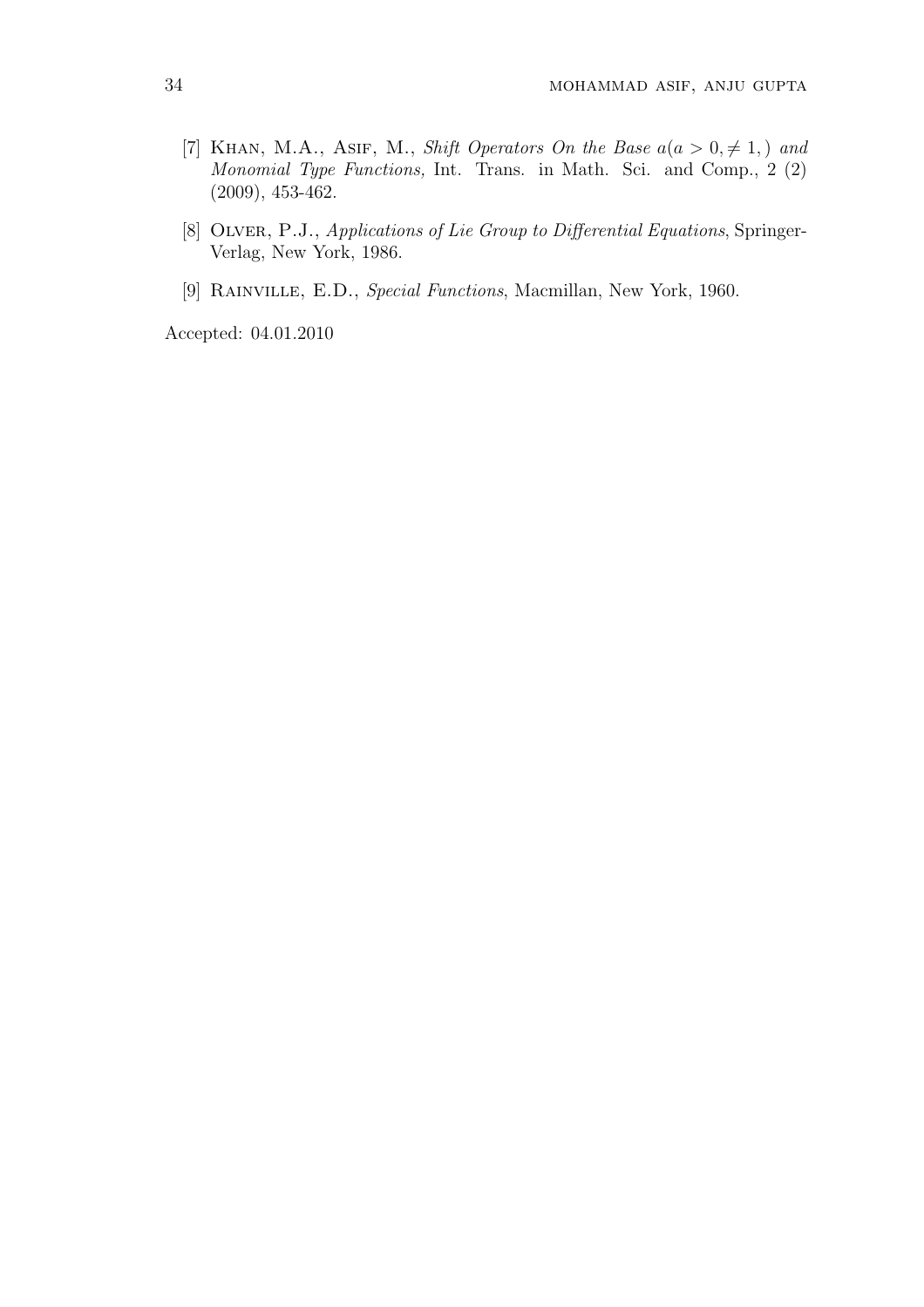[7] Khan, M.A., Asif, M., *Shift Operators On the Base* $a(a > 0, \neq 1,)$ *and Monomial Type Functions,* Int. Trans. in Math. Sci. and Comp., 2 (2) (2009), 453-462.

[8] Olver, P.J., *Applications of Lie Group to Differential Equations*, Springer-Verlag, New York, 1986.

[9] Rainville, E.D., *Special Functions*, Macmillan, New York, 1960.

Accepted: 04.01.2010